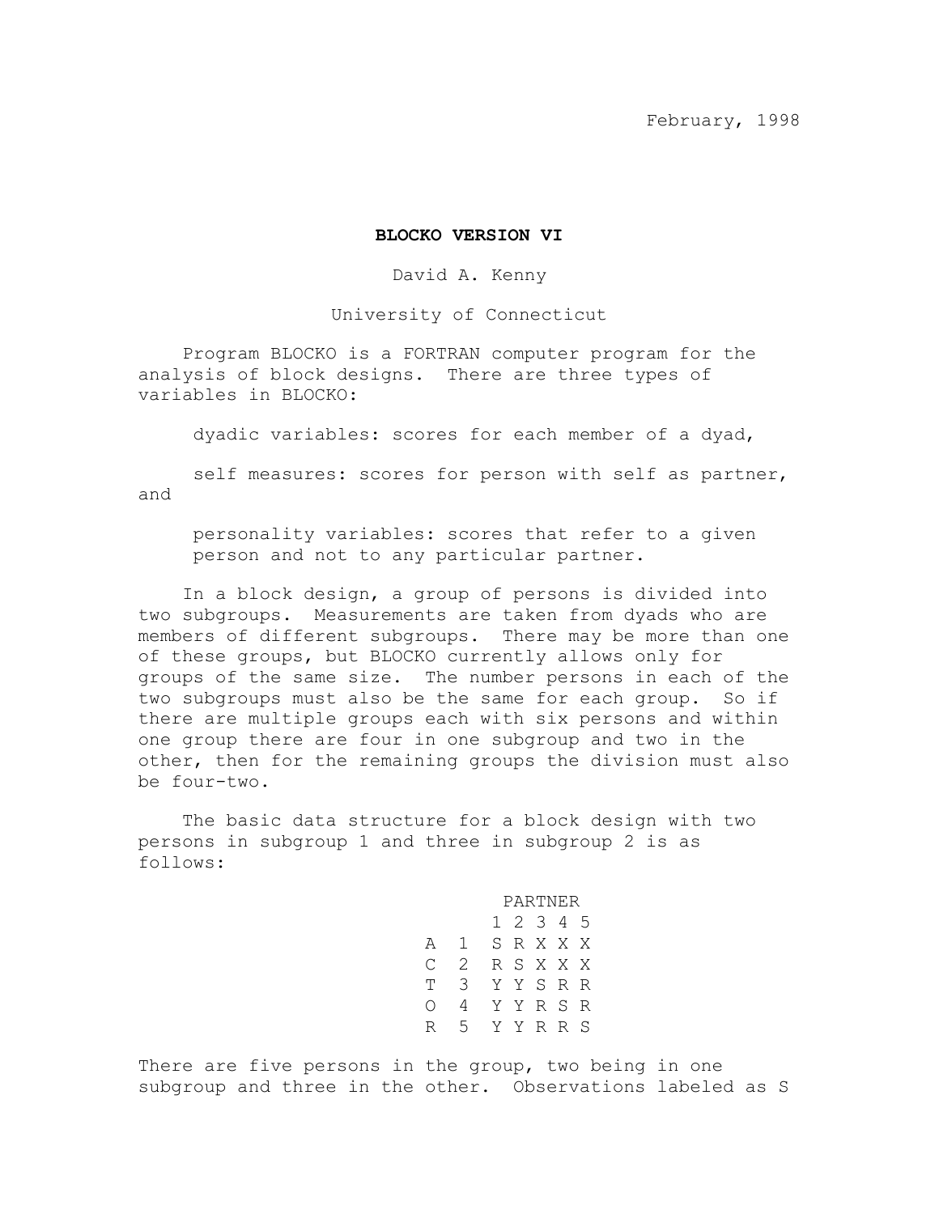February, 1998

# BLOCKO VERSION VI

David A. Kenny

University of Connecticut

Program BLOCKO is a FORTRAN computer program for the analysis of block designs. There are three types of variables in BLOCKO:

dyadic variables: scores for each member of a dyad,

self measures: scores for person with self as partner, and

personality variables: scores that refer to a given person and not to any particular partner.

In a block design, a group of persons is divided into two subgroups. Measurements are taken from dyads who are members of different subgroups. There may be more than one of these groups, but BLOCKO currently allows only for groups of the same size. The number persons in each of the two subgroups must also be the same for each group. So if there are multiple groups each with six persons and within one group there are four in one subgroup and two in the other, then for the remaining groups the division must also be four-two.

The basic data structure for a block design with two persons in subgroup 1 and three in subgroup 2 is as follows:

```
           PARTNER
           1 2 3 4 5
     A  1  S R X X X
     C  2  R S X X X
     T  3  Y Y S R R
     O  4  Y Y R S R
     R  5  Y Y R R S
```

There are five persons in the group, two being in one subgroup and three in the other. Observations labeled as S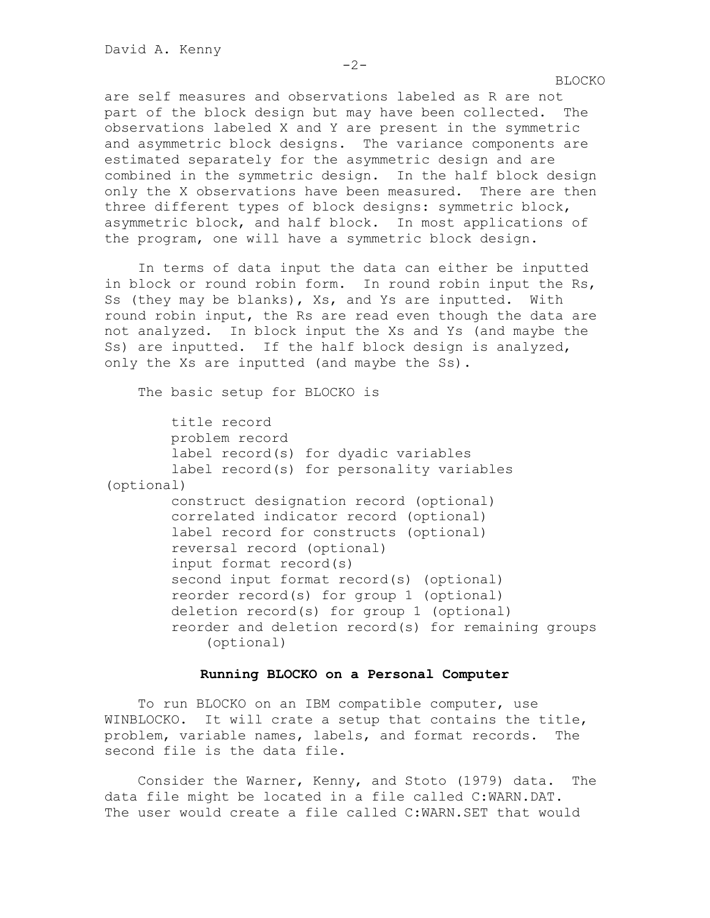are self measures and observations labeled as R are not part of the block design but may have been collected. The observations labeled X and Y are present in the symmetric and asymmetric block designs. The variance components are estimated separately for the asymmetric design and are combined in the symmetric design. In the half block design only the X observations have been measured. There are then three different types of block designs: symmetric block, asymmetric block, and half block. In most applications of the program, one will have a symmetric block design.

In terms of data input the data can either be inputted in block or round robin form. In round robin input the Rs, Ss (they may be blanks), Xs, and Ys are inputted. With round robin input, the Rs are read even though the data are not analyzed. In block input the Xs and Ys (and maybe the Ss) are inputted. If the half block design is analyzed, only the Xs are inputted (and maybe the Ss).

The basic setup for BLOCKO is

```
title record
problem record
label record(s) for dyadic variables
label record(s) for personality variables (optional)
construct designation record (optional)
correlated indicator record (optional)
label record for constructs (optional)
reversal record (optional)
input format record(s)
second input format record(s) (optional)
reorder record(s) for group 1 (optional)
deletion record(s) for group 1 (optional)
reorder and deletion record(s) for remaining groups
    (optional)
```

### Running BLOCKO on a Personal Computer

To run BLOCKO on an IBM compatible computer, use WINBLOCKO. It will crate a setup that contains the title, problem, variable names, labels, and format records. The second file is the data file.

Consider the Warner, Kenny, and Stoto (1979) data. The data file might be located in a file called C:WARN.DAT. The user would create a file called C:WARN.SET that would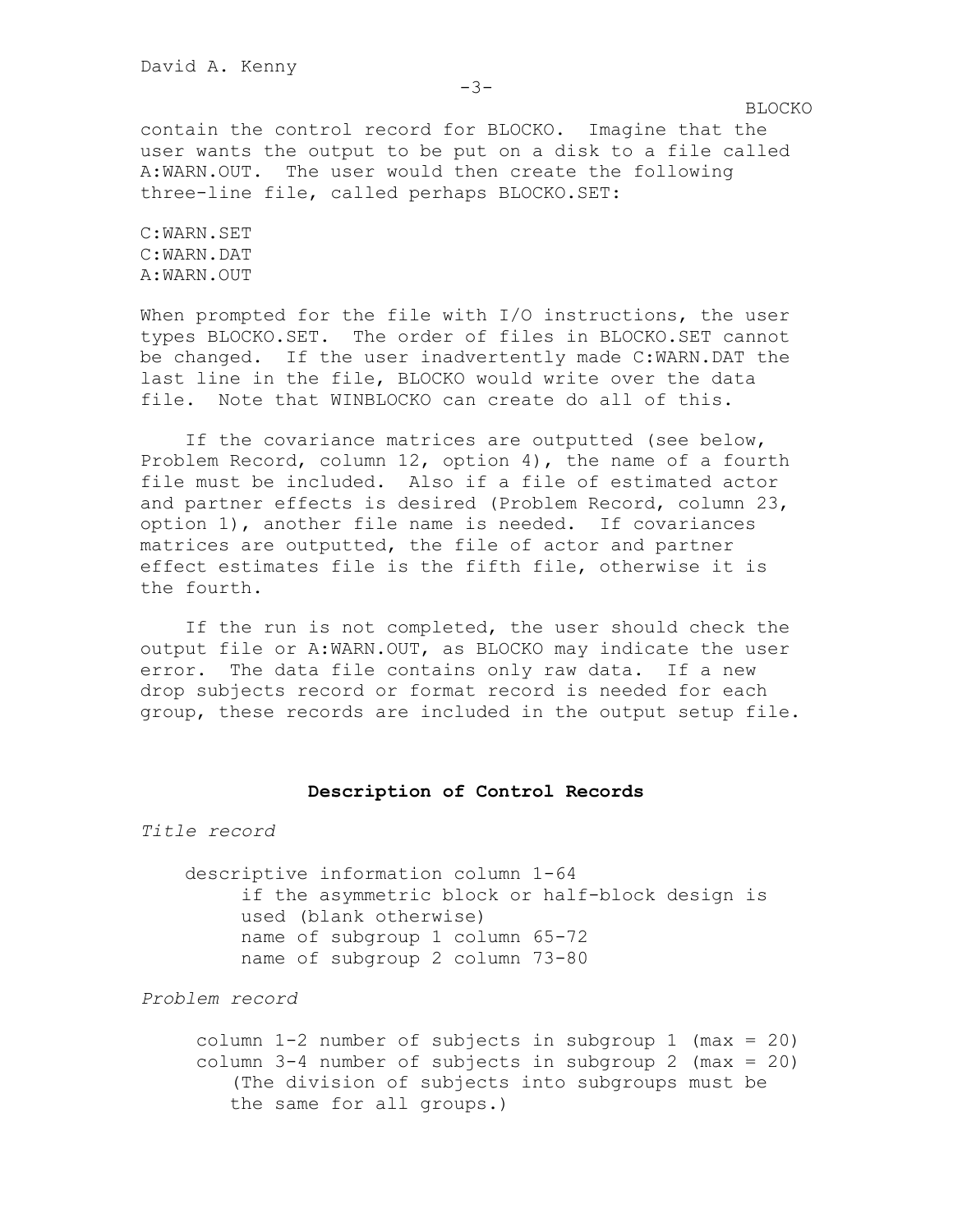contain the control record for BLOCKO. Imagine that the user wants the output to be put on a disk to a file called A:WARN.OUT. The user would then create the following three-line file, called perhaps BLOCKO.SET:

```
C:WARN.SET
C:WARN.DAT
A:WARN.OUT
```

When prompted for the file with I/O instructions, the user types BLOCKO.SET. The order of files in BLOCKO.SET cannot be changed. If the user inadvertently made C:WARN.DAT the last line in the file, BLOCKO would write over the data file. Note that WINBLOCKO can create do all of this.

If the covariance matrices are outputted (see below, Problem Record, column 12, option 4), the name of a fourth file must be included. Also if a file of estimated actor and partner effects is desired (Problem Record, column 23, option 1), another file name is needed. If covariances matrices are outputted, the file of actor and partner effect estimates file is the fifth file, otherwise it is the fourth.

If the run is not completed, the user should check the output file or A:WARN.OUT, as BLOCKO may indicate the user error. The data file contains only raw data. If a new drop subjects record or format record is needed for each group, these records are included in the output setup file.

## Description of Control Records

*Title record*

descriptive information column 1-64
- if the asymmetric block or half-block design is used (blank otherwise)
- name of subgroup 1 column 65-72
- name of subgroup 2 column 73-80

*Problem record*

column 1-2 number of subjects in subgroup 1 (max = 20)
column 3-4 number of subjects in subgroup 2 (max = 20)
(The division of subjects into subgroups must be the same for all groups.)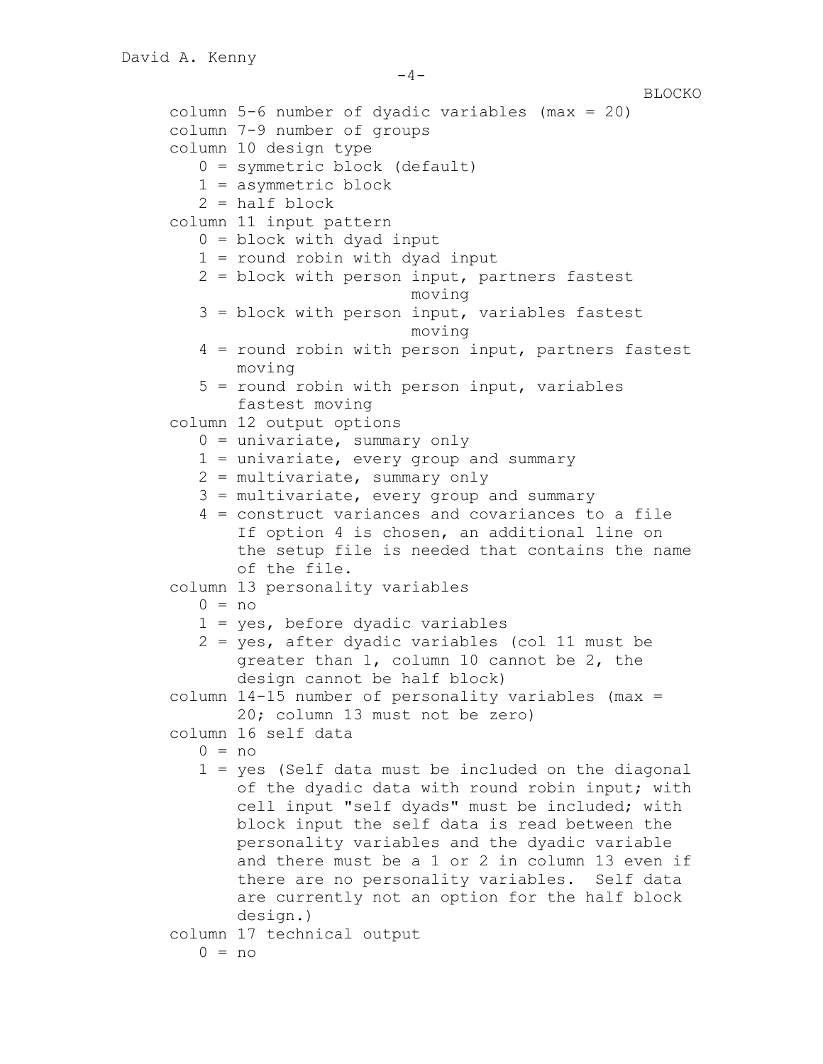column 5-6 number of dyadic variables (max = 20)
column 7-9 number of groups
column 10 design type
- 0 = symmetric block (default)
- 1 = asymmetric block
- 2 = half block

column 11 input pattern
- 0 = block with dyad input
- 1 = round robin with dyad input
- 2 = block with person input, partners fastest moving
- 3 = block with person input, variables fastest moving
- 4 = round robin with person input, partners fastest moving
- 5 = round robin with person input, variables fastest moving

column 12 output options
- 0 = univariate, summary only
- 1 = univariate, every group and summary
- 2 = multivariate, summary only
- 3 = multivariate, every group and summary
- 4 = construct variances and covariances to a file If option 4 is chosen, an additional line on the setup file is needed that contains the name of the file.

column 13 personality variables
- 0 = no
- 1 = yes, before dyadic variables
- 2 = yes, after dyadic variables (col 11 must be greater than 1, column 10 cannot be 2, the design cannot be half block)

column 14-15 number of personality variables (max = 20; column 13 must not be zero)
column 16 self data
- 0 = no
- 1 = yes (Self data must be included on the diagonal of the dyadic data with round robin input; with cell input "self dyads" must be included; with block input the self data is read between the personality variables and the dyadic variable and there must be a 1 or 2 in column 13 even if there are no personality variables. Self data are currently not an option for the half block design.)

column 17 technical output
- 0 = no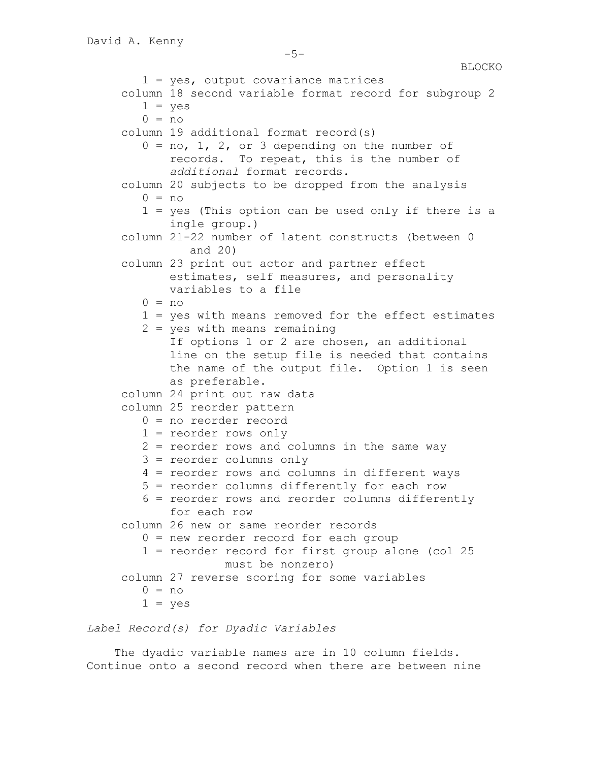1 = yes, output covariance matrices

column 18 second variable format record for subgroup 2
- 1 = yes
- 0 = no

column 19 additional format record(s)
- 0 = no, 1, 2, or 3 depending on the number of records. To repeat, this is the number of *additional* format records.

column 20 subjects to be dropped from the analysis
- 0 = no
- 1 = yes (This option can be used only if there is a ingle group.)

column 21-22 number of latent constructs (between 0 and 20)

column 23 print out actor and partner effect estimates, self measures, and personality variables to a file
- 0 = no
- 1 = yes with means removed for the effect estimates
- 2 = yes with means remaining

  If options 1 or 2 are chosen, an additional line on the setup file is needed that contains the name of the output file. Option 1 is seen as preferable.

column 24 print out raw data

column 25 reorder pattern
- 0 = no reorder record
- 1 = reorder rows only
- 2 = reorder rows and columns in the same way
- 3 = reorder columns only
- 4 = reorder rows and columns in different ways
- 5 = reorder columns differently for each row
- 6 = reorder rows and reorder columns differently for each row

column 26 new or same reorder records
- 0 = new reorder record for each group
- 1 = reorder record for first group alone (col 25 must be nonzero)

column 27 reverse scoring for some variables
- 0 = no
- 1 = yes

*Label Record(s) for Dyadic Variables*

The dyadic variable names are in 10 column fields. Continue onto a second record when there are between nine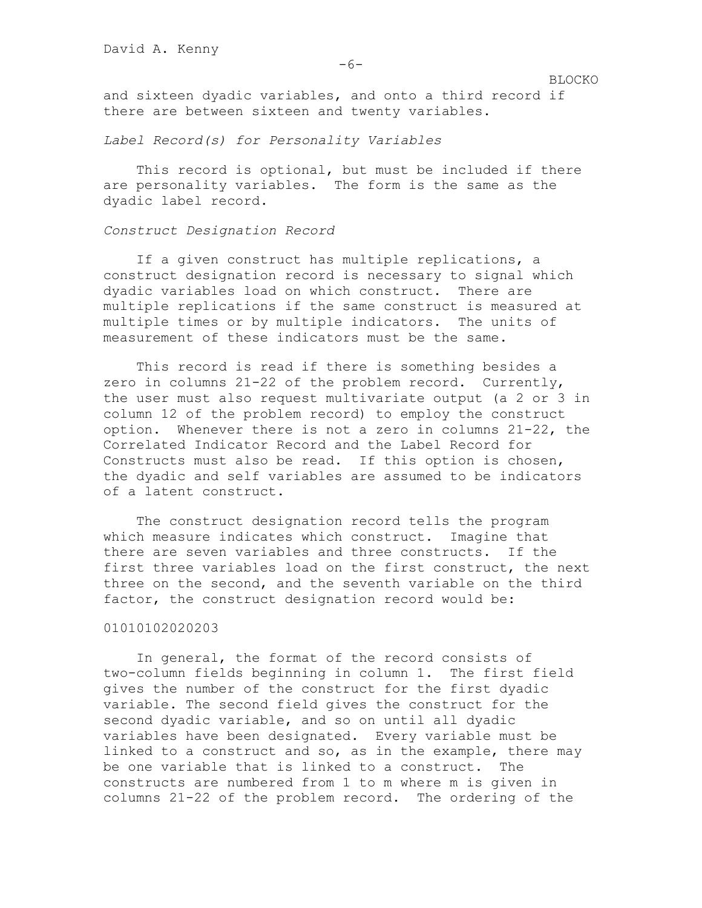and sixteen dyadic variables, and onto a third record if there are between sixteen and twenty variables.

*Label Record(s) for Personality Variables*

This record is optional, but must be included if there are personality variables. The form is the same as the dyadic label record.

*Construct Designation Record*

If a given construct has multiple replications, a construct designation record is necessary to signal which dyadic variables load on which construct. There are multiple replications if the same construct is measured at multiple times or by multiple indicators. The units of measurement of these indicators must be the same.

This record is read if there is something besides a zero in columns 21-22 of the problem record. Currently, the user must also request multivariate output (a 2 or 3 in column 12 of the problem record) to employ the construct option. Whenever there is not a zero in columns 21-22, the Correlated Indicator Record and the Label Record for Constructs must also be read. If this option is chosen, the dyadic and self variables are assumed to be indicators of a latent construct.

The construct designation record tells the program which measure indicates which construct. Imagine that there are seven variables and three constructs. If the first three variables load on the first construct, the next three on the second, and the seventh variable on the third factor, the construct designation record would be:

```
01010102020203
```

In general, the format of the record consists of two-column fields beginning in column 1. The first field gives the number of the construct for the first dyadic variable. The second field gives the construct for the second dyadic variable, and so on until all dyadic variables have been designated. Every variable must be linked to a construct and so, as in the example, there may be one variable that is linked to a construct. The constructs are numbered from 1 to m where m is given in columns 21-22 of the problem record. The ordering of the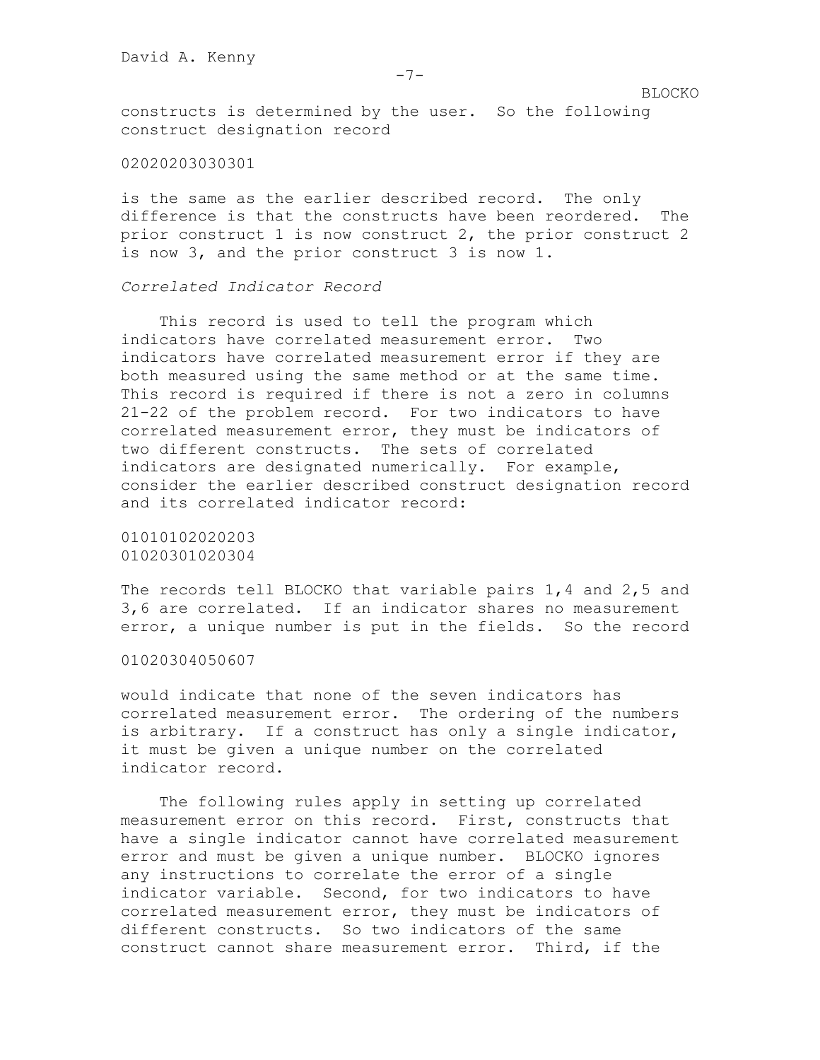constructs is determined by the user. So the following construct designation record

```
02020203030301
```

is the same as the earlier described record. The only difference is that the constructs have been reordered. The prior construct 1 is now construct 2, the prior construct 2 is now 3, and the prior construct 3 is now 1.

*Correlated Indicator Record*

This record is used to tell the program which indicators have correlated measurement error. Two indicators have correlated measurement error if they are both measured using the same method or at the same time. This record is required if there is not a zero in columns 21-22 of the problem record. For two indicators to have correlated measurement error, they must be indicators of two different constructs. The sets of correlated indicators are designated numerically. For example, consider the earlier described construct designation record and its correlated indicator record:

```
01010102020203
01020301020304
```

The records tell BLOCKO that variable pairs 1,4 and 2,5 and 3,6 are correlated. If an indicator shares no measurement error, a unique number is put in the fields. So the record

```
01020304050607
```

would indicate that none of the seven indicators has correlated measurement error. The ordering of the numbers is arbitrary. If a construct has only a single indicator, it must be given a unique number on the correlated indicator record.

The following rules apply in setting up correlated measurement error on this record. First, constructs that have a single indicator cannot have correlated measurement error and must be given a unique number. BLOCKO ignores any instructions to correlate the error of a single indicator variable. Second, for two indicators to have correlated measurement error, they must be indicators of different constructs. So two indicators of the same construct cannot share measurement error. Third, if the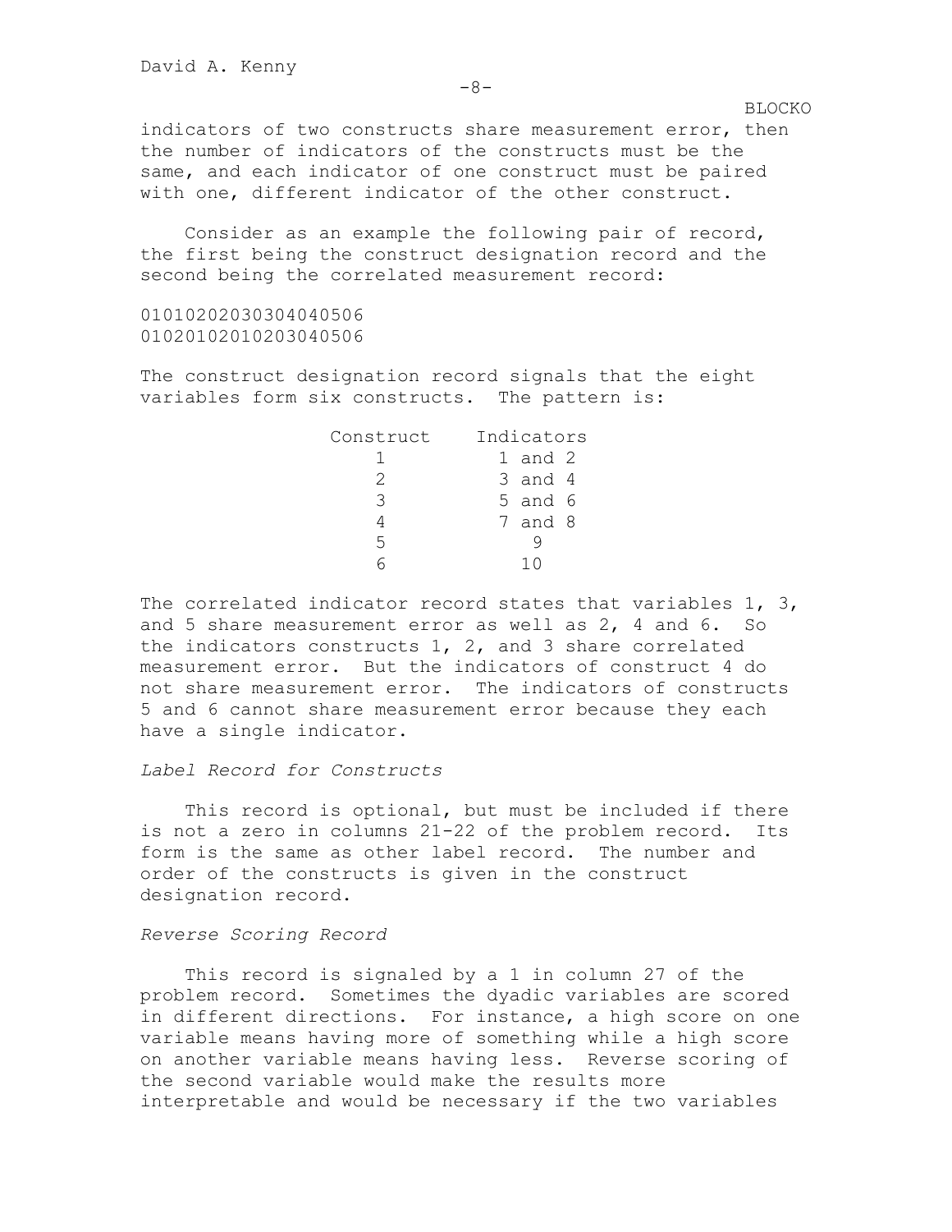indicators of two constructs share measurement error, then the number of indicators of the constructs must be the same, and each indicator of one construct must be paired with one, different indicator of the other construct.

Consider as an example the following pair of record, the first being the construct designation record and the second being the correlated measurement record:

```
01010202030304040506
01020102010203040506
```

The construct designation record signals that the eight variables form six constructs. The pattern is:

| Construct | Indicators |
|---|---|
| 1 | 1 and 2 |
| 2 | 3 and 4 |
| 3 | 5 and 6 |
| 4 | 7 and 8 |
| 5 | 9 |
| 6 | 10 |

The correlated indicator record states that variables 1, 3, and 5 share measurement error as well as 2, 4 and 6. So the indicators constructs 1, 2, and 3 share correlated measurement error. But the indicators of construct 4 do not share measurement error. The indicators of constructs 5 and 6 cannot share measurement error because they each have a single indicator.

*Label Record for Constructs*

This record is optional, but must be included if there is not a zero in columns 21-22 of the problem record. Its form is the same as other label record. The number and order of the constructs is given in the construct designation record.

*Reverse Scoring Record*

This record is signaled by a 1 in column 27 of the problem record. Sometimes the dyadic variables are scored in different directions. For instance, a high score on one variable means having more of something while a high score on another variable means having less. Reverse scoring of the second variable would make the results more interpretable and would be necessary if the two variables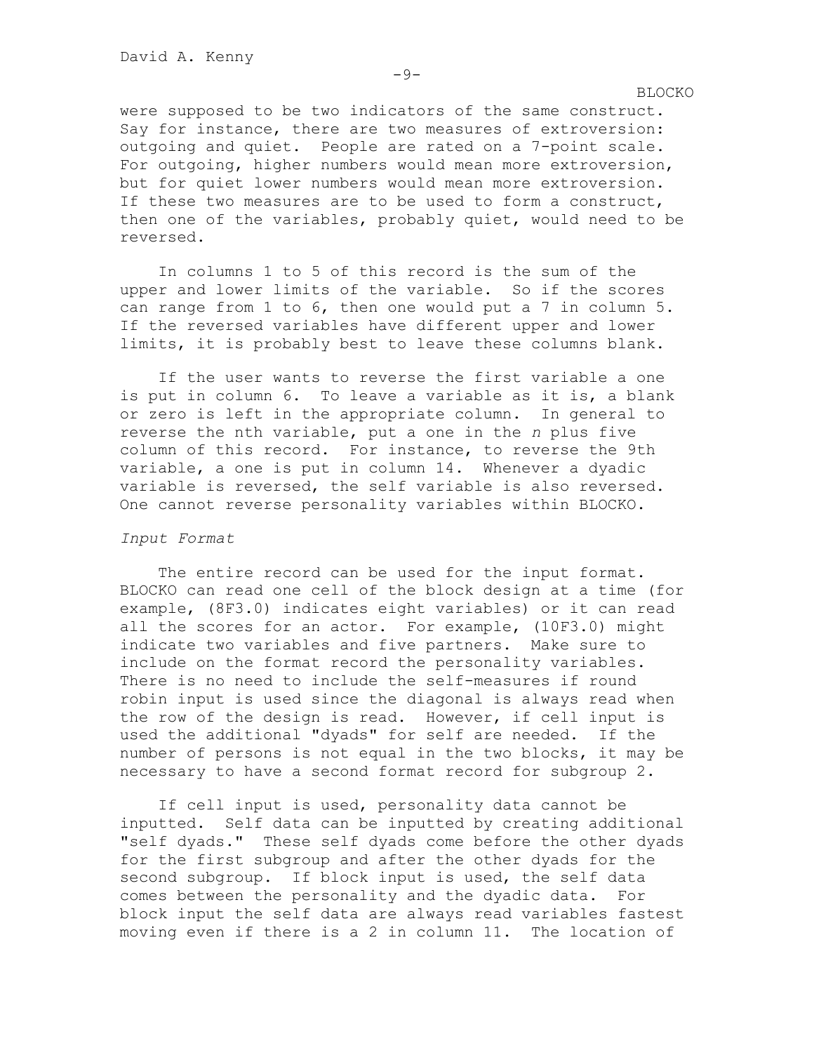were supposed to be two indicators of the same construct. Say for instance, there are two measures of extroversion: outgoing and quiet. People are rated on a 7-point scale. For outgoing, higher numbers would mean more extroversion, but for quiet lower numbers would mean more extroversion. If these two measures are to be used to form a construct, then one of the variables, probably quiet, would need to be reversed.

In columns 1 to 5 of this record is the sum of the upper and lower limits of the variable. So if the scores can range from 1 to 6, then one would put a 7 in column 5. If the reversed variables have different upper and lower limits, it is probably best to leave these columns blank.

If the user wants to reverse the first variable a one is put in column 6. To leave a variable as it is, a blank or zero is left in the appropriate column. In general to reverse the nth variable, put a one in the *n* plus five column of this record. For instance, to reverse the 9th variable, a one is put in column 14. Whenever a dyadic variable is reversed, the self variable is also reversed. One cannot reverse personality variables within BLOCKO.

*Input Format*

The entire record can be used for the input format. BLOCKO can read one cell of the block design at a time (for example, (8F3.0) indicates eight variables) or it can read all the scores for an actor. For example, (10F3.0) might indicate two variables and five partners. Make sure to include on the format record the personality variables. There is no need to include the self-measures if round robin input is used since the diagonal is always read when the row of the design is read. However, if cell input is used the additional "dyads" for self are needed. If the number of persons is not equal in the two blocks, it may be necessary to have a second format record for subgroup 2.

If cell input is used, personality data cannot be inputted. Self data can be inputted by creating additional "self dyads." These self dyads come before the other dyads for the first subgroup and after the other dyads for the second subgroup. If block input is used, the self data comes between the personality and the dyadic data. For block input the self data are always read variables fastest moving even if there is a 2 in column 11. The location of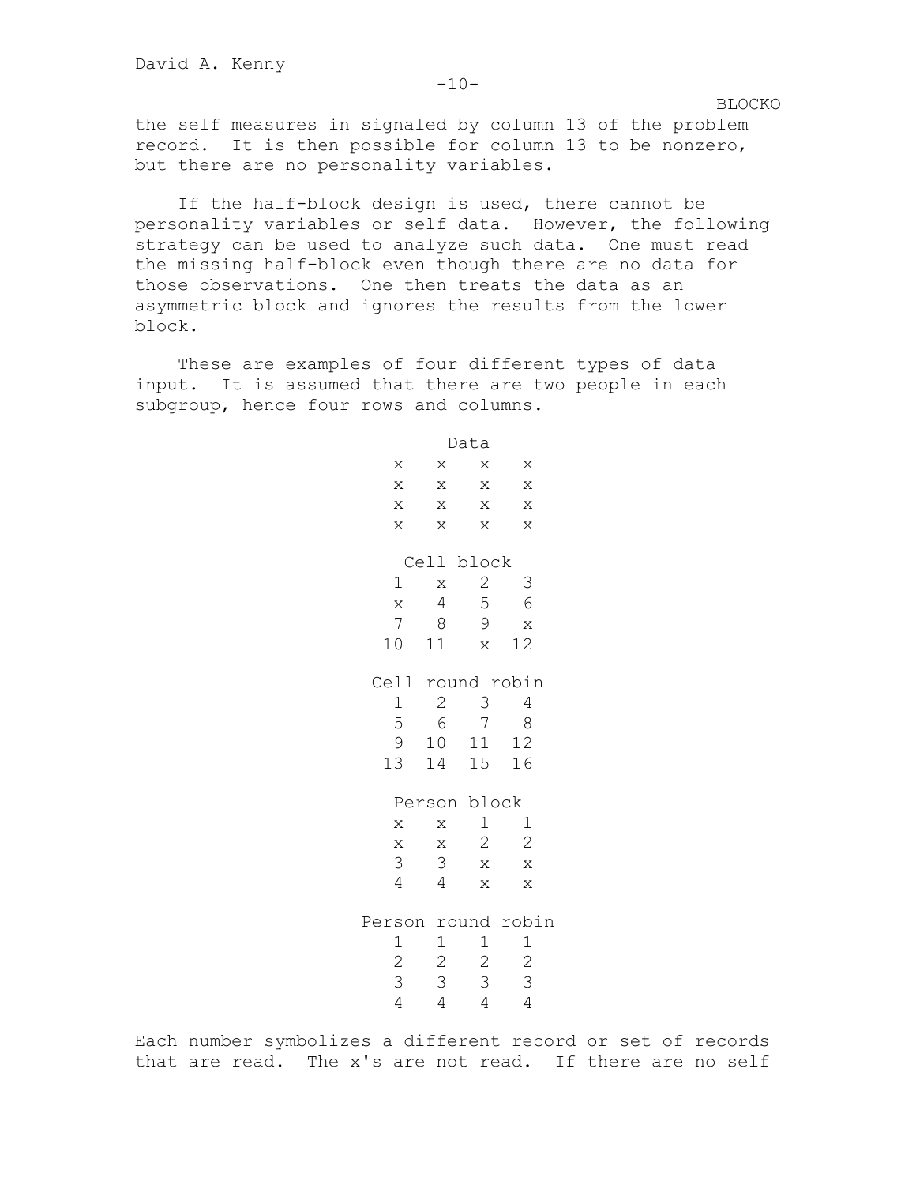the self measures in signaled by column 13 of the problem record. It is then possible for column 13 to be nonzero, but there are no personality variables.

If the half-block design is used, there cannot be personality variables or self data. However, the following strategy can be used to analyze such data. One must read the missing half-block even though there are no data for those observations. One then treats the data as an asymmetric block and ignores the results from the lower block.

These are examples of four different types of data input. It is assumed that there are two people in each subgroup, hence four rows and columns.

```
        Data
   x   x   x   x
   x   x   x   x
   x   x   x   x
   x   x   x   x

     Cell block
   1   x   2   3
   x   4   5   6
   7   8   9   x
  10  11   x  12

  Cell round robin
   1   2   3   4
   5   6   7   8
   9  10  11  12
  13  14  15  16

    Person block
   x   x   1   1
   x   x   2   2
   3   3   x   x
   4   4   x   x

 Person round robin
   1   1   1   1
   2   2   2   2
   3   3   3   3
   4   4   4   4
```

Each number symbolizes a different record or set of records that are read. The x's are not read. If there are no self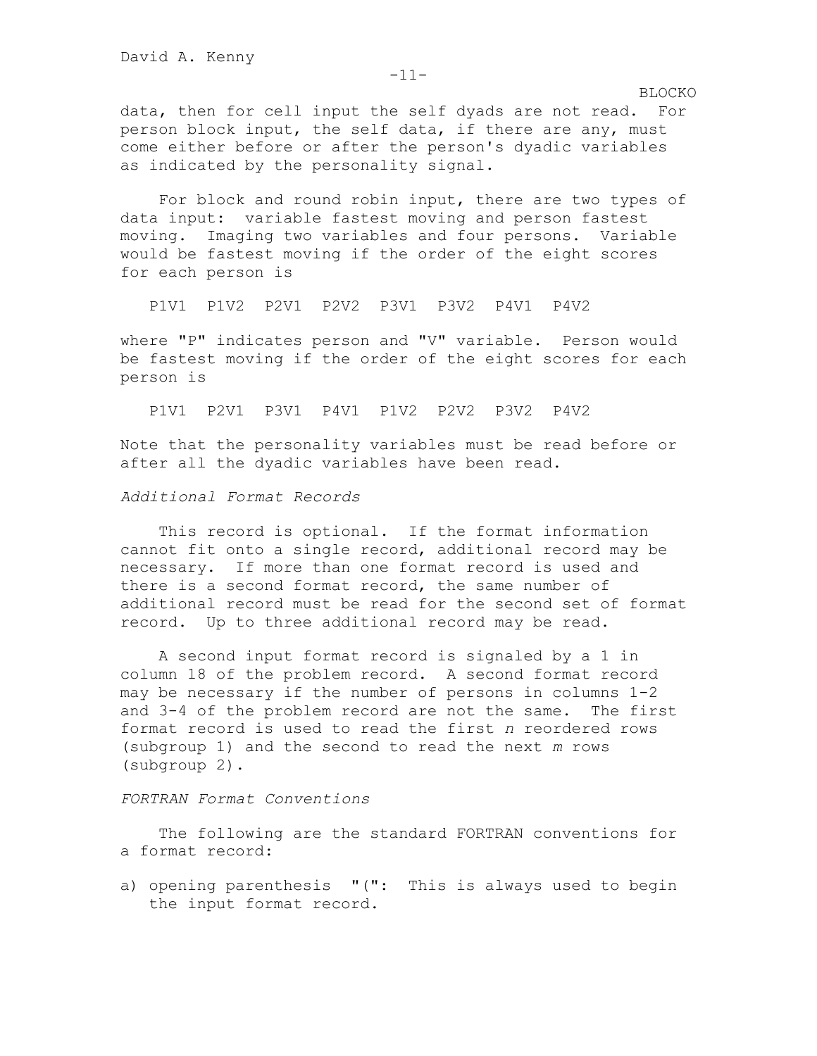data, then for cell input the self dyads are not read. For person block input, the self data, if there are any, must come either before or after the person's dyadic variables as indicated by the personality signal.

For block and round robin input, there are two types of data input: variable fastest moving and person fastest moving. Imaging two variables and four persons. Variable would be fastest moving if the order of the eight scores for each person is

P1V1 P1V2 P2V1 P2V2 P3V1 P3V2 P4V1 P4V2

where "P" indicates person and "V" variable. Person would be fastest moving if the order of the eight scores for each person is

P1V1 P2V1 P3V1 P4V1 P1V2 P2V2 P3V2 P4V2

Note that the personality variables must be read before or after all the dyadic variables have been read.

*Additional Format Records*

This record is optional. If the format information cannot fit onto a single record, additional record may be necessary. If more than one format record is used and there is a second format record, the same number of additional record must be read for the second set of format record. Up to three additional record may be read.

A second input format record is signaled by a 1 in column 18 of the problem record. A second format record may be necessary if the number of persons in columns 1-2 and 3-4 of the problem record are not the same. The first format record is used to read the first *n* reordered rows (subgroup 1) and the second to read the next *m* rows (subgroup 2).

*FORTRAN Format Conventions*

The following are the standard FORTRAN conventions for a format record:

a) opening parenthesis "(": This is always used to begin the input format record.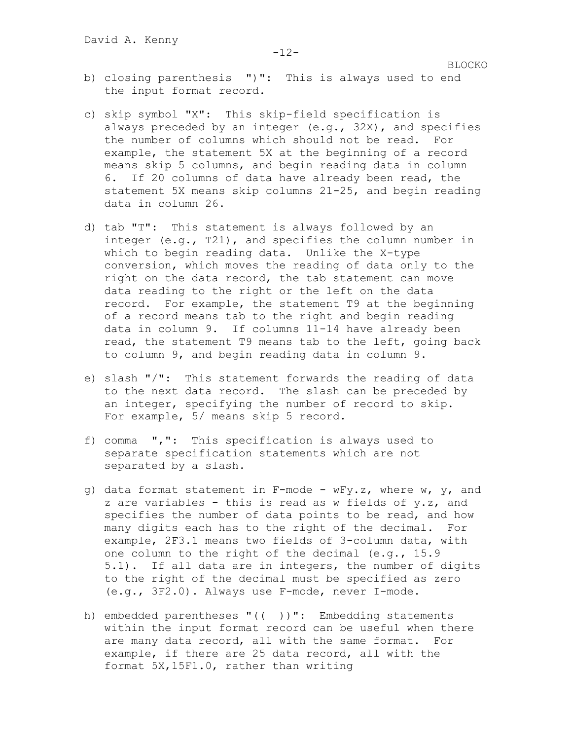b) closing parenthesis ")": This is always used to end the input format record.

c) skip symbol "X": This skip-field specification is always preceded by an integer (e.g., 32X), and specifies the number of columns which should not be read. For example, the statement 5X at the beginning of a record means skip 5 columns, and begin reading data in column 6. If 20 columns of data have already been read, the statement 5X means skip columns 21-25, and begin reading data in column 26.

d) tab "T": This statement is always followed by an integer (e.g., T21), and specifies the column number in which to begin reading data. Unlike the X-type conversion, which moves the reading of data only to the right on the data record, the tab statement can move data reading to the right or the left on the data record. For example, the statement T9 at the beginning of a record means tab to the right and begin reading data in column 9. If columns 11-14 have already been read, the statement T9 means tab to the left, going back to column 9, and begin reading data in column 9.

e) slash "/": This statement forwards the reading of data to the next data record. The slash can be preceded by an integer, specifying the number of record to skip. For example, 5/ means skip 5 record.

f) comma ",": This specification is always used to separate specification statements which are not separated by a slash.

g) data format statement in F-mode - wFy.z, where w, y, and z are variables - this is read as w fields of y.z, and specifies the number of data points to be read, and how many digits each has to the right of the decimal. For example, 2F3.1 means two fields of 3-column data, with one column to the right of the decimal (e.g., 15.9 5.1). If all data are in integers, the number of digits to the right of the decimal must be specified as zero (e.g., 3F2.0). Always use F-mode, never I-mode.

h) embedded parentheses "(( ))": Embedding statements within the input format record can be useful when there are many data record, all with the same format. For example, if there are 25 data record, all with the format 5X,15F1.0, rather than writing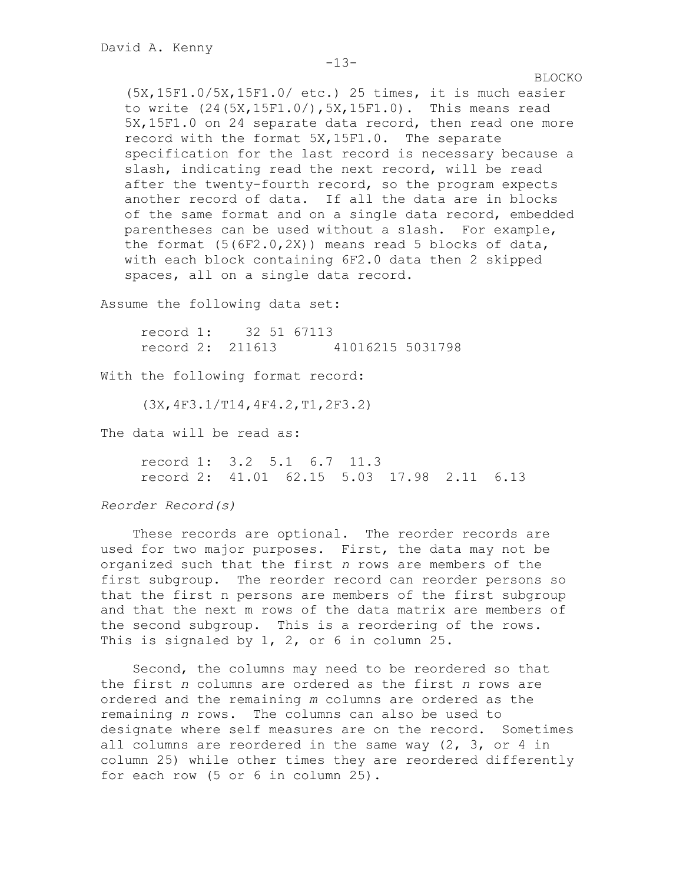(5X,15F1.0/5X,15F1.0/ etc.) 25 times, it is much easier to write (24(5X,15F1.0/),5X,15F1.0). This means read 5X,15F1.0 on 24 separate data record, then read one more record with the format 5X,15F1.0. The separate specification for the last record is necessary because a slash, indicating read the next record, will be read after the twenty-fourth record, so the program expects another record of data. If all the data are in blocks of the same format and on a single data record, embedded parentheses can be used without a slash. For example, the format (5(6F2.0,2X)) means read 5 blocks of data, with each block containing 6F2.0 data then 2 skipped spaces, all on a single data record.

Assume the following data set:

```
record 1:    32 51 67113
record 2:  211613       41016215 5031798
```

With the following format record:

```
(3X,4F3.1/T14,4F4.2,T1,2F3.2)
```

The data will be read as:

```
record 1:  3.2  5.1  6.7  11.3
record 2:  41.01  62.15  5.03  17.98  2.11  6.13
```

*Reorder Record(s)*

These records are optional. The reorder records are used for two major purposes. First, the data may not be organized such that the first *n* rows are members of the first subgroup. The reorder record can reorder persons so that the first n persons are members of the first subgroup and that the next m rows of the data matrix are members of the second subgroup. This is a reordering of the rows. This is signaled by 1, 2, or 6 in column 25.

Second, the columns may need to be reordered so that the first *n* columns are ordered as the first *n* rows are ordered and the remaining *m* columns are ordered as the remaining *n* rows. The columns can also be used to designate where self measures are on the record. Sometimes all columns are reordered in the same way (2, 3, or 4 in column 25) while other times they are reordered differently for each row (5 or 6 in column 25).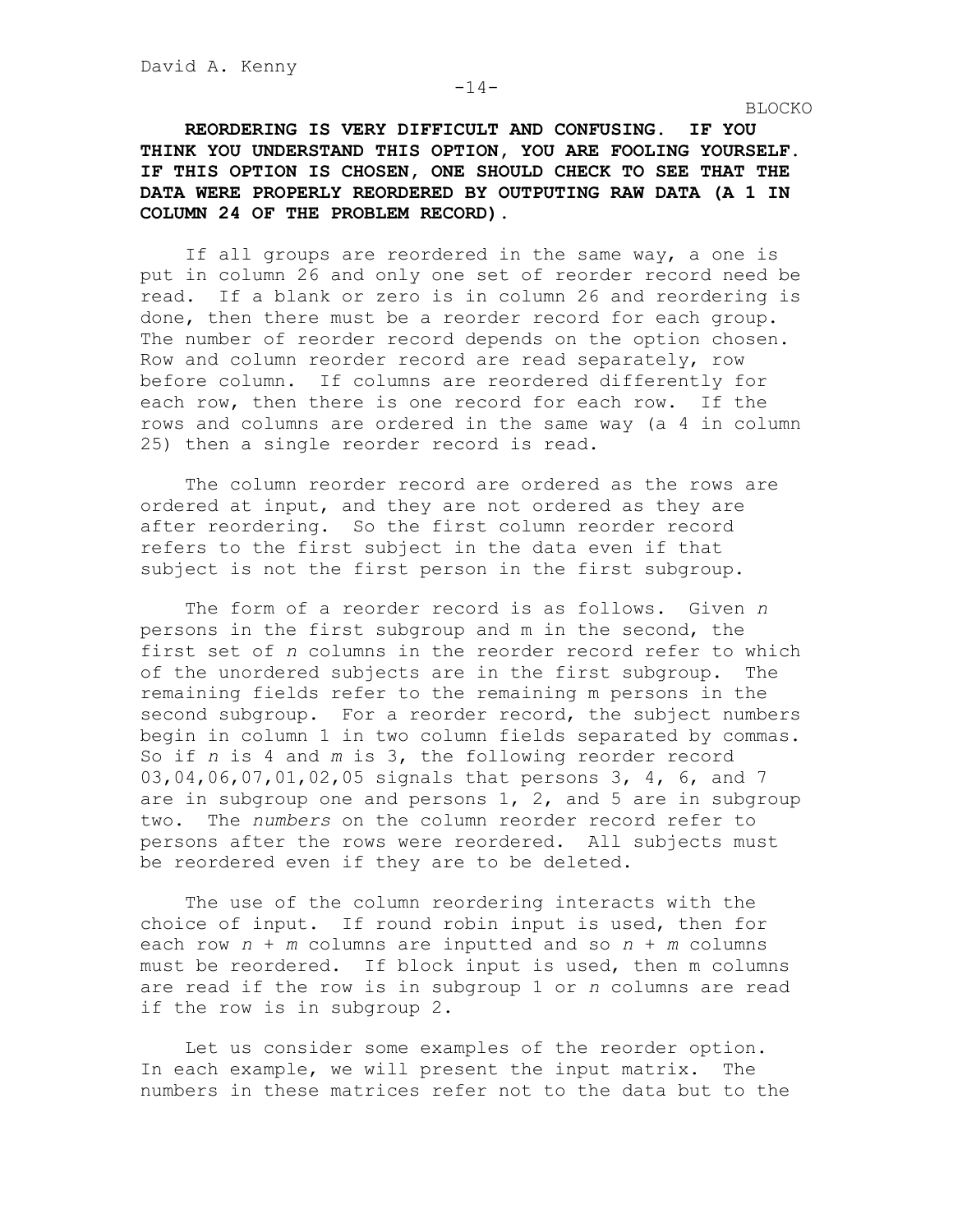**REORDERING IS VERY DIFFICULT AND CONFUSING. IF YOU THINK YOU UNDERSTAND THIS OPTION, YOU ARE FOOLING YOURSELF. IF THIS OPTION IS CHOSEN, ONE SHOULD CHECK TO SEE THAT THE DATA WERE PROPERLY REORDERED BY OUTPUTING RAW DATA (A 1 IN COLUMN 24 OF THE PROBLEM RECORD).**

If all groups are reordered in the same way, a one is put in column 26 and only one set of reorder record need be read. If a blank or zero is in column 26 and reordering is done, then there must be a reorder record for each group. The number of reorder record depends on the option chosen. Row and column reorder record are read separately, row before column. If columns are reordered differently for each row, then there is one record for each row. If the rows and columns are ordered in the same way (a 4 in column 25) then a single reorder record is read.

The column reorder record are ordered as the rows are ordered at input, and they are not ordered as they are after reordering. So the first column reorder record refers to the first subject in the data even if that subject is not the first person in the first subgroup.

The form of a reorder record is as follows. Given *n* persons in the first subgroup and m in the second, the first set of *n* columns in the reorder record refer to which of the unordered subjects are in the first subgroup. The remaining fields refer to the remaining m persons in the second subgroup. For a reorder record, the subject numbers begin in column 1 in two column fields separated by commas. So if *n* is 4 and *m* is 3, the following reorder record 03,04,06,07,01,02,05 signals that persons 3, 4, 6, and 7 are in subgroup one and persons 1, 2, and 5 are in subgroup two. The *numbers* on the column reorder record refer to persons after the rows were reordered. All subjects must be reordered even if they are to be deleted.

The use of the column reordering interacts with the choice of input. If round robin input is used, then for each row *n* + *m* columns are inputted and so *n* + *m* columns must be reordered. If block input is used, then m columns are read if the row is in subgroup 1 or *n* columns are read if the row is in subgroup 2.

Let us consider some examples of the reorder option. In each example, we will present the input matrix. The numbers in these matrices refer not to the data but to the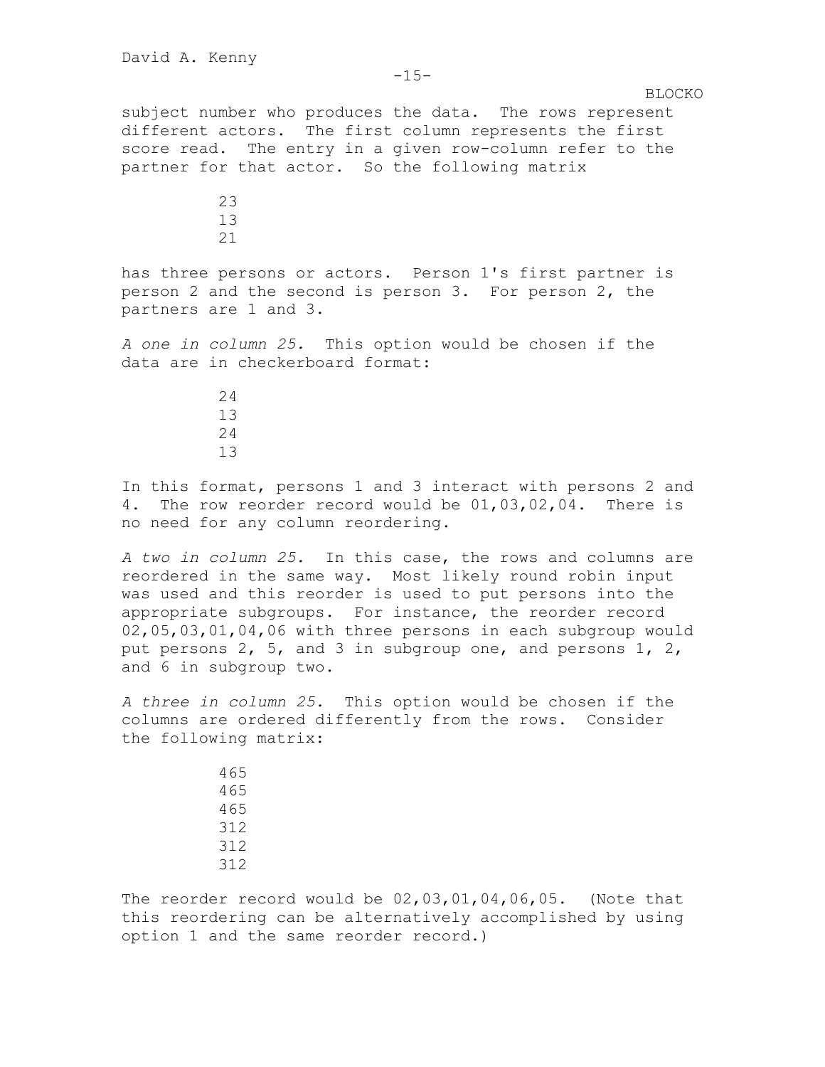subject number who produces the data. The rows represent different actors. The first column represents the first score read. The entry in a given row-column refer to the partner for that actor. So the following matrix

```
23
13
21
```

has three persons or actors. Person 1's first partner is person 2 and the second is person 3. For person 2, the partners are 1 and 3.

*A one in column 25.* This option would be chosen if the data are in checkerboard format:

```
24
13
24
13
```

In this format, persons 1 and 3 interact with persons 2 and 4. The row reorder record would be 01,03,02,04. There is no need for any column reordering.

*A two in column 25.* In this case, the rows and columns are reordered in the same way. Most likely round robin input was used and this reorder is used to put persons into the appropriate subgroups. For instance, the reorder record 02,05,03,01,04,06 with three persons in each subgroup would put persons 2, 5, and 3 in subgroup one, and persons 1, 2, and 6 in subgroup two.

*A three in column 25.* This option would be chosen if the columns are ordered differently from the rows. Consider the following matrix:

```
465
465
465
312
312
312
```

The reorder record would be 02,03,01,04,06,05. (Note that this reordering can be alternatively accomplished by using option 1 and the same reorder record.)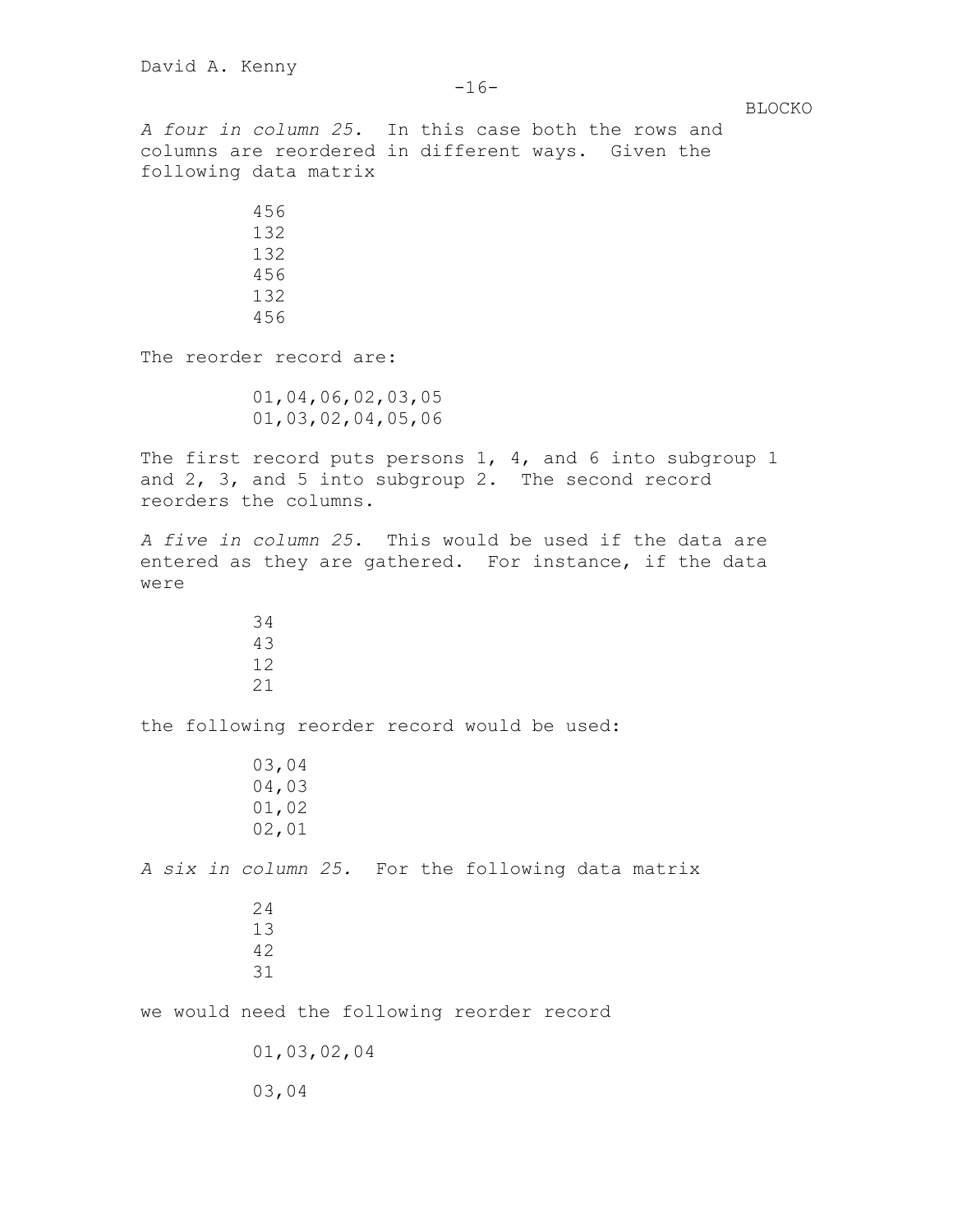*A four in column 25.* In this case both the rows and columns are reordered in different ways. Given the following data matrix

```
456
132
132
456
132
456
```

The reorder record are:

```
01,04,06,02,03,05
01,03,02,04,05,06
```

The first record puts persons 1, 4, and 6 into subgroup 1 and 2, 3, and 5 into subgroup 2. The second record reorders the columns.

*A five in column 25.* This would be used if the data are entered as they are gathered. For instance, if the data were

```
34
43
12
21
```

the following reorder record would be used:

```
03,04
04,03
01,02
02,01
```

*A six in column 25.* For the following data matrix

```
24
13
42
31
```

we would need the following reorder record

```
01,03,02,04

03,04
```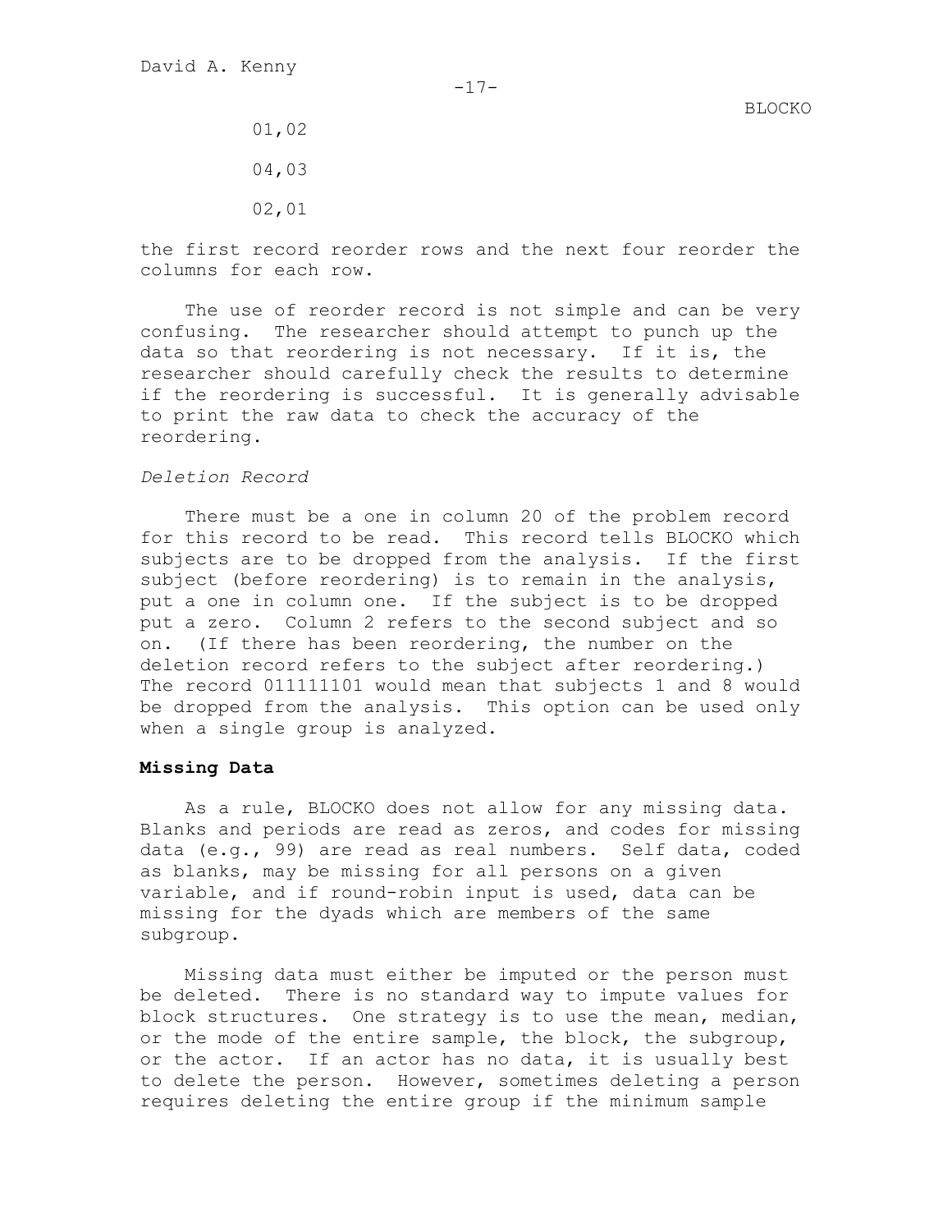```
01,02

04,03

02,01
```

the first record reorder rows and the next four reorder the columns for each row.

The use of reorder record is not simple and can be very confusing. The researcher should attempt to punch up the data so that reordering is not necessary. If it is, the researcher should carefully check the results to determine if the reordering is successful. It is generally advisable to print the raw data to check the accuracy of the reordering.

*Deletion Record*

There must be a one in column 20 of the problem record for this record to be read. This record tells BLOCKO which subjects are to be dropped from the analysis. If the first subject (before reordering) is to remain in the analysis, put a one in column one. If the subject is to be dropped put a zero. Column 2 refers to the second subject and so on. (If there has been reordering, the number on the deletion record refers to the subject after reordering.) The record 011111101 would mean that subjects 1 and 8 would be dropped from the analysis. This option can be used only when a single group is analyzed.

## Missing Data

As a rule, BLOCKO does not allow for any missing data. Blanks and periods are read as zeros, and codes for missing data (e.g., 99) are read as real numbers. Self data, coded as blanks, may be missing for all persons on a given variable, and if round-robin input is used, data can be missing for the dyads which are members of the same subgroup.

Missing data must either be imputed or the person must be deleted. There is no standard way to impute values for block structures. One strategy is to use the mean, median, or the mode of the entire sample, the block, the subgroup, or the actor. If an actor has no data, it is usually best to delete the person. However, sometimes deleting a person requires deleting the entire group if the minimum sample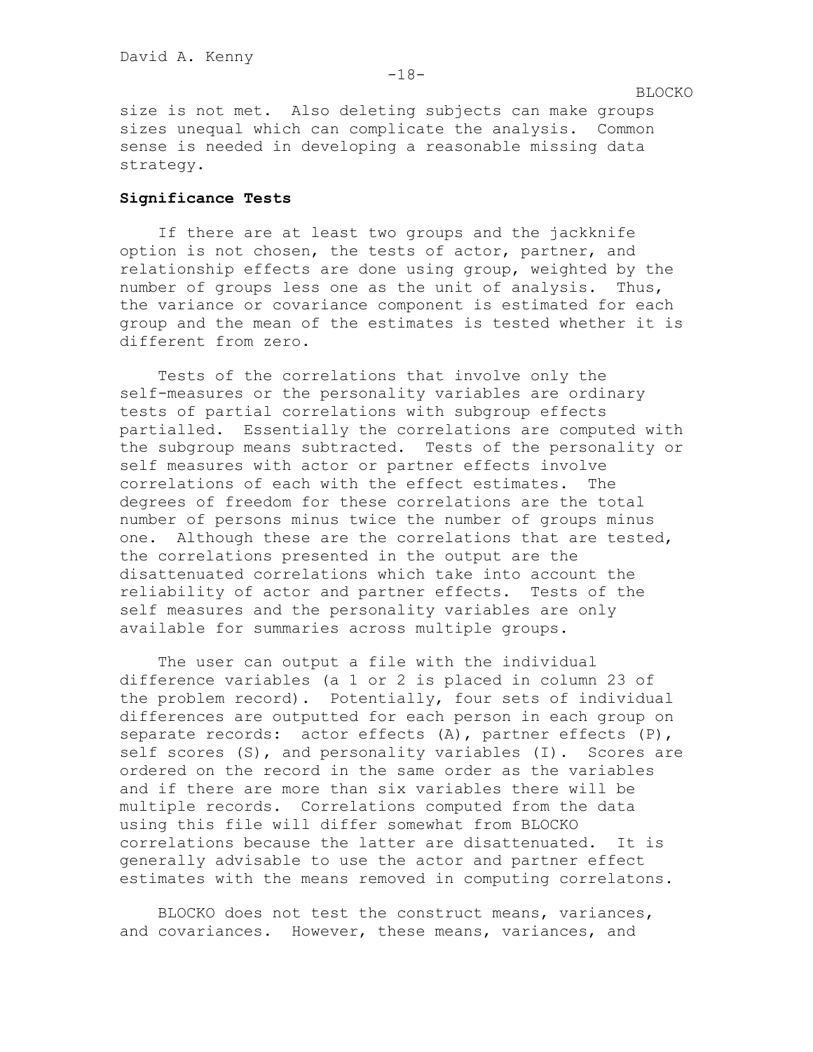size is not met. Also deleting subjects can make groups sizes unequal which can complicate the analysis. Common sense is needed in developing a reasonable missing data strategy.

**Significance Tests**

If there are at least two groups and the jackknife option is not chosen, the tests of actor, partner, and relationship effects are done using group, weighted by the number of groups less one as the unit of analysis. Thus, the variance or covariance component is estimated for each group and the mean of the estimates is tested whether it is different from zero.

Tests of the correlations that involve only the self-measures or the personality variables are ordinary tests of partial correlations with subgroup effects partialled. Essentially the correlations are computed with the subgroup means subtracted. Tests of the personality or self measures with actor or partner effects involve correlations of each with the effect estimates. The degrees of freedom for these correlations are the total number of persons minus twice the number of groups minus one. Although these are the correlations that are tested, the correlations presented in the output are the disattenuated correlations which take into account the reliability of actor and partner effects. Tests of the self measures and the personality variables are only available for summaries across multiple groups.

The user can output a file with the individual difference variables (a 1 or 2 is placed in column 23 of the problem record). Potentially, four sets of individual differences are outputted for each person in each group on separate records: actor effects (A), partner effects (P), self scores (S), and personality variables (I). Scores are ordered on the record in the same order as the variables and if there are more than six variables there will be multiple records. Correlations computed from the data using this file will differ somewhat from BLOCKO correlations because the latter are disattenuated. It is generally advisable to use the actor and partner effect estimates with the means removed in computing correlatons.

BLOCKO does not test the construct means, variances, and covariances. However, these means, variances, and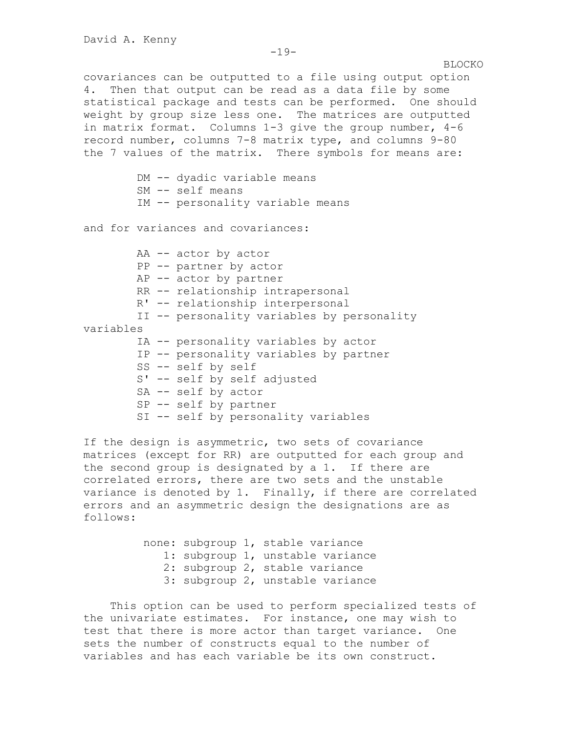covariances can be outputted to a file using output option 4. Then that output can be read as a data file by some statistical package and tests can be performed. One should weight by group size less one. The matrices are outputted in matrix format. Columns 1-3 give the group number, 4-6 record number, columns 7-8 matrix type, and columns 9-80 the 7 values of the matrix. There symbols for means are:

- DM -- dyadic variable means
- SM -- self means
- IM -- personality variable means

and for variances and covariances:

- AA -- actor by actor
- PP -- partner by actor
- AP -- actor by partner
- RR -- relationship intrapersonal
- R' -- relationship interpersonal
- II -- personality variables by personality variables
- IA -- personality variables by actor
- IP -- personality variables by partner
- SS -- self by self
- S' -- self by self adjusted
- SA -- self by actor
- SP -- self by partner
- SI -- self by personality variables

If the design is asymmetric, two sets of covariance matrices (except for RR) are outputted for each group and the second group is designated by a 1. If there are correlated errors, there are two sets and the unstable variance is denoted by 1. Finally, if there are correlated errors and an asymmetric design the designations are as follows:

- none: subgroup 1, stable variance
- 1: subgroup 1, unstable variance
- 2: subgroup 2, stable variance
- 3: subgroup 2, unstable variance

This option can be used to perform specialized tests of the univariate estimates. For instance, one may wish to test that there is more actor than target variance. One sets the number of constructs equal to the number of variables and has each variable be its own construct.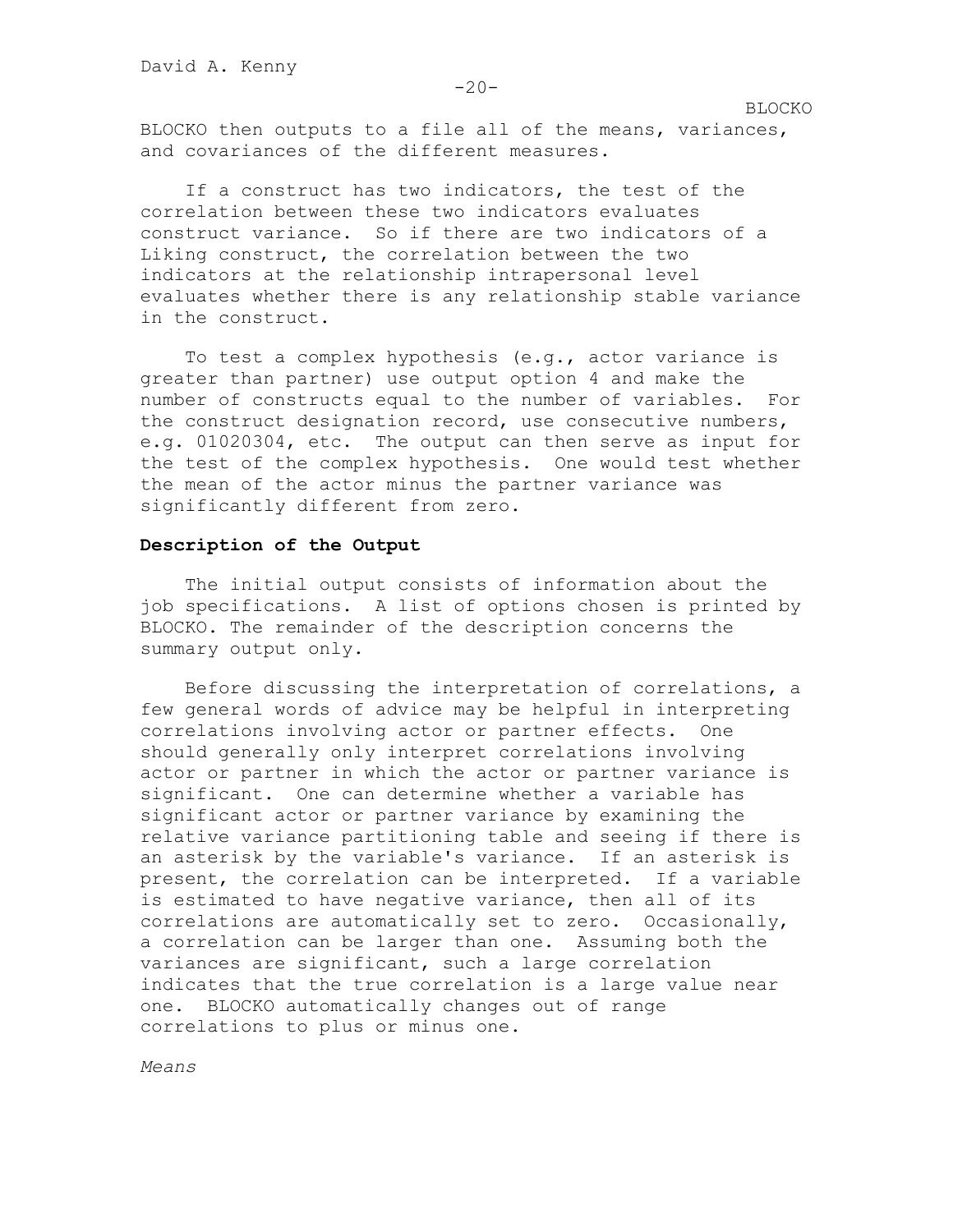BLOCKO then outputs to a file all of the means, variances, and covariances of the different measures.

If a construct has two indicators, the test of the correlation between these two indicators evaluates construct variance. So if there are two indicators of a Liking construct, the correlation between the two indicators at the relationship intrapersonal level evaluates whether there is any relationship stable variance in the construct.

To test a complex hypothesis (e.g., actor variance is greater than partner) use output option 4 and make the number of constructs equal to the number of variables. For the construct designation record, use consecutive numbers, e.g. 01020304, etc. The output can then serve as input for the test of the complex hypothesis. One would test whether the mean of the actor minus the partner variance was significantly different from zero.

**Description of the Output**

The initial output consists of information about the job specifications. A list of options chosen is printed by BLOCKO. The remainder of the description concerns the summary output only.

Before discussing the interpretation of correlations, a few general words of advice may be helpful in interpreting correlations involving actor or partner effects. One should generally only interpret correlations involving actor or partner in which the actor or partner variance is significant. One can determine whether a variable has significant actor or partner variance by examining the relative variance partitioning table and seeing if there is an asterisk by the variable's variance. If an asterisk is present, the correlation can be interpreted. If a variable is estimated to have negative variance, then all of its correlations are automatically set to zero. Occasionally, a correlation can be larger than one. Assuming both the variances are significant, such a large correlation indicates that the true correlation is a large value near one. BLOCKO automatically changes out of range correlations to plus or minus one.

*Means*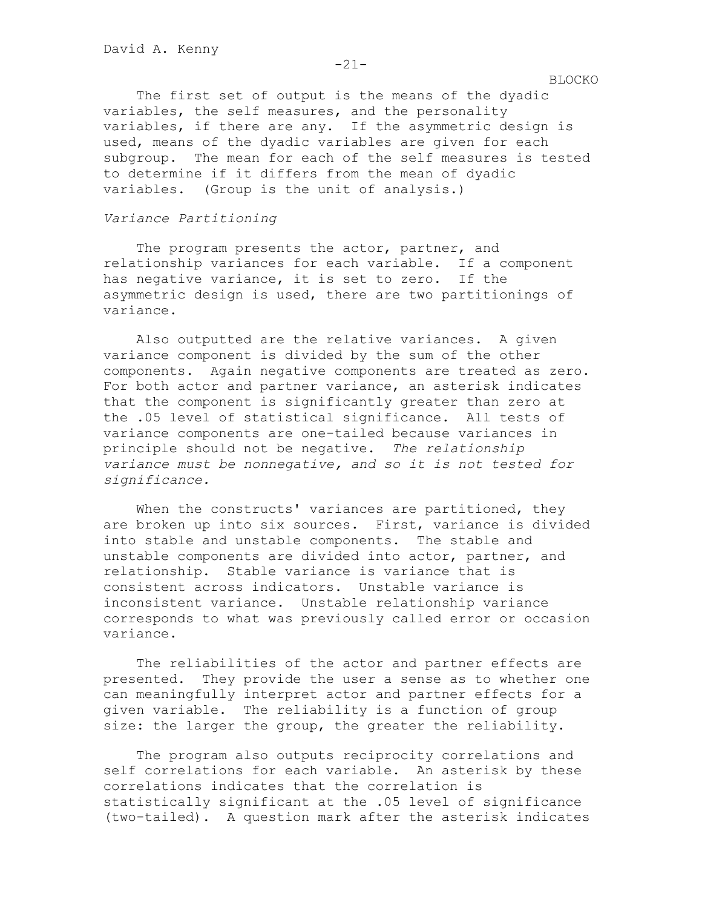The first set of output is the means of the dyadic variables, the self measures, and the personality variables, if there are any. If the asymmetric design is used, means of the dyadic variables are given for each subgroup. The mean for each of the self measures is tested to determine if it differs from the mean of dyadic variables. (Group is the unit of analysis.)

*Variance Partitioning*

The program presents the actor, partner, and relationship variances for each variable. If a component has negative variance, it is set to zero. If the asymmetric design is used, there are two partitionings of variance.

Also outputted are the relative variances. A given variance component is divided by the sum of the other components. Again negative components are treated as zero. For both actor and partner variance, an asterisk indicates that the component is significantly greater than zero at the .05 level of statistical significance. All tests of variance components are one-tailed because variances in principle should not be negative. *The relationship variance must be nonnegative, and so it is not tested for significance.*

When the constructs' variances are partitioned, they are broken up into six sources. First, variance is divided into stable and unstable components. The stable and unstable components are divided into actor, partner, and relationship. Stable variance is variance that is consistent across indicators. Unstable variance is inconsistent variance. Unstable relationship variance corresponds to what was previously called error or occasion variance.

The reliabilities of the actor and partner effects are presented. They provide the user a sense as to whether one can meaningfully interpret actor and partner effects for a given variable. The reliability is a function of group size: the larger the group, the greater the reliability.

The program also outputs reciprocity correlations and self correlations for each variable. An asterisk by these correlations indicates that the correlation is statistically significant at the .05 level of significance (two-tailed). A question mark after the asterisk indicates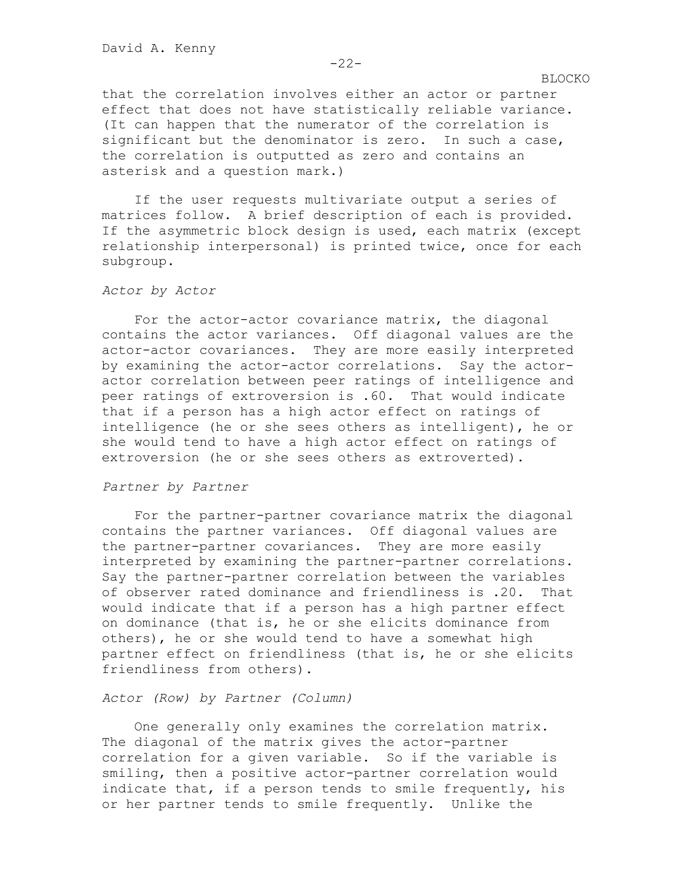that the correlation involves either an actor or partner effect that does not have statistically reliable variance. (It can happen that the numerator of the correlation is significant but the denominator is zero. In such a case, the correlation is outputted as zero and contains an asterisk and a question mark.)

If the user requests multivariate output a series of matrices follow. A brief description of each is provided. If the asymmetric block design is used, each matrix (except relationship interpersonal) is printed twice, once for each subgroup.

*Actor by Actor*

For the actor-actor covariance matrix, the diagonal contains the actor variances. Off diagonal values are the actor-actor covariances. They are more easily interpreted by examining the actor-actor correlations. Say the actor-actor correlation between peer ratings of intelligence and peer ratings of extroversion is .60. That would indicate that if a person has a high actor effect on ratings of intelligence (he or she sees others as intelligent), he or she would tend to have a high actor effect on ratings of extroversion (he or she sees others as extroverted).

*Partner by Partner*

For the partner-partner covariance matrix the diagonal contains the partner variances. Off diagonal values are the partner-partner covariances. They are more easily interpreted by examining the partner-partner correlations. Say the partner-partner correlation between the variables of observer rated dominance and friendliness is .20. That would indicate that if a person has a high partner effect on dominance (that is, he or she elicits dominance from others), he or she would tend to have a somewhat high partner effect on friendliness (that is, he or she elicits friendliness from others).

*Actor (Row) by Partner (Column)*

One generally only examines the correlation matrix. The diagonal of the matrix gives the actor-partner correlation for a given variable. So if the variable is smiling, then a positive actor-partner correlation would indicate that, if a person tends to smile frequently, his or her partner tends to smile frequently. Unlike the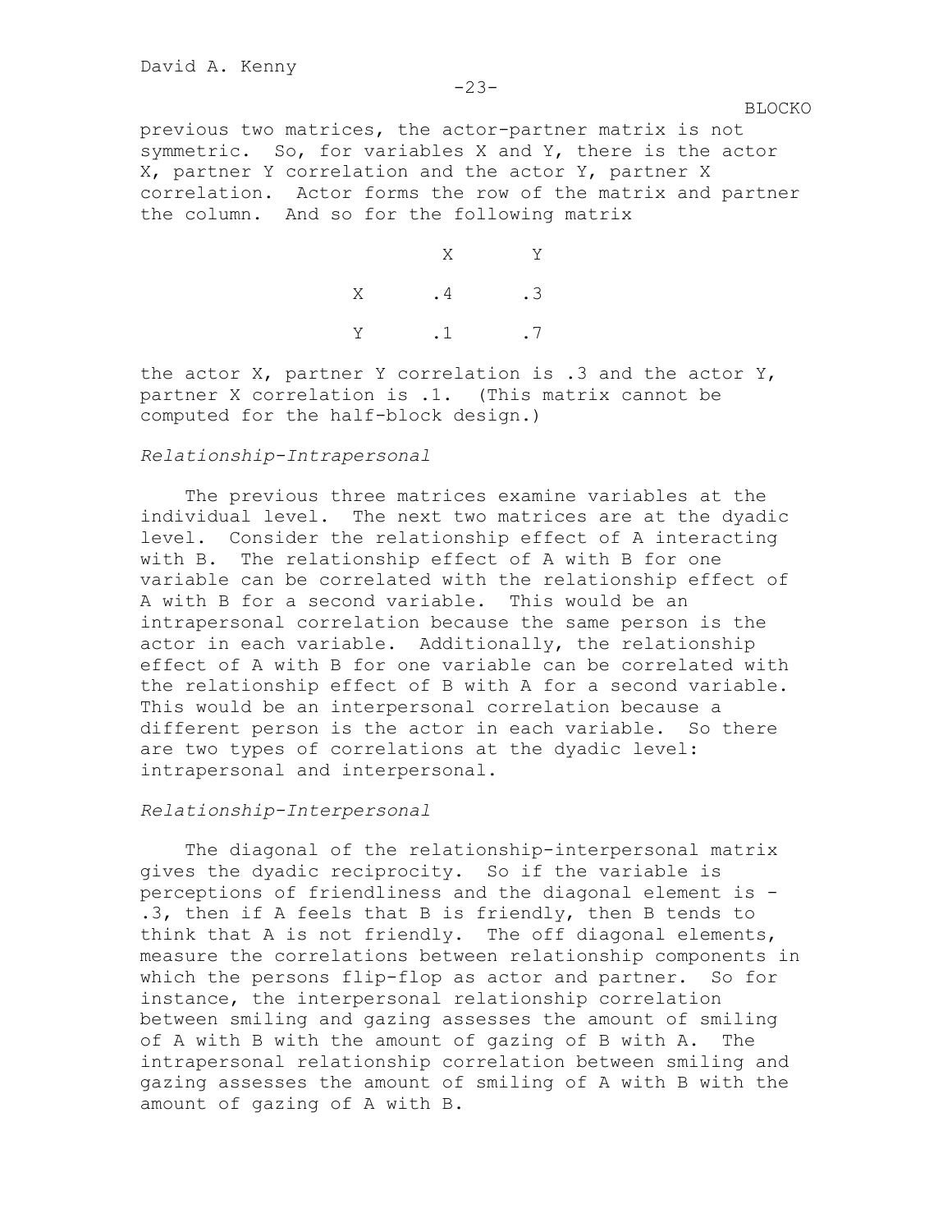previous two matrices, the actor-partner matrix is not symmetric. So, for variables X and Y, there is the actor X, partner Y correlation and the actor Y, partner X correlation. Actor forms the row of the matrix and partner the column. And so for the following matrix

| | X | Y |
|---|---|---|
| X | .4 | .3 |
| Y | .1 | .7 |

the actor X, partner Y correlation is .3 and the actor Y, partner X correlation is .1. (This matrix cannot be computed for the half-block design.)

*Relationship-Intrapersonal*

The previous three matrices examine variables at the individual level. The next two matrices are at the dyadic level. Consider the relationship effect of A interacting with B. The relationship effect of A with B for one variable can be correlated with the relationship effect of A with B for a second variable. This would be an intrapersonal correlation because the same person is the actor in each variable. Additionally, the relationship effect of A with B for one variable can be correlated with the relationship effect of B with A for a second variable. This would be an interpersonal correlation because a different person is the actor in each variable. So there are two types of correlations at the dyadic level: intrapersonal and interpersonal.

*Relationship-Interpersonal*

The diagonal of the relationship-interpersonal matrix gives the dyadic reciprocity. So if the variable is perceptions of friendliness and the diagonal element is -.3, then if A feels that B is friendly, then B tends to think that A is not friendly. The off diagonal elements, measure the correlations between relationship components in which the persons flip-flop as actor and partner. So for instance, the interpersonal relationship correlation between smiling and gazing assesses the amount of smiling of A with B with the amount of gazing of B with A. The intrapersonal relationship correlation between smiling and gazing assesses the amount of smiling of A with B with the amount of gazing of A with B.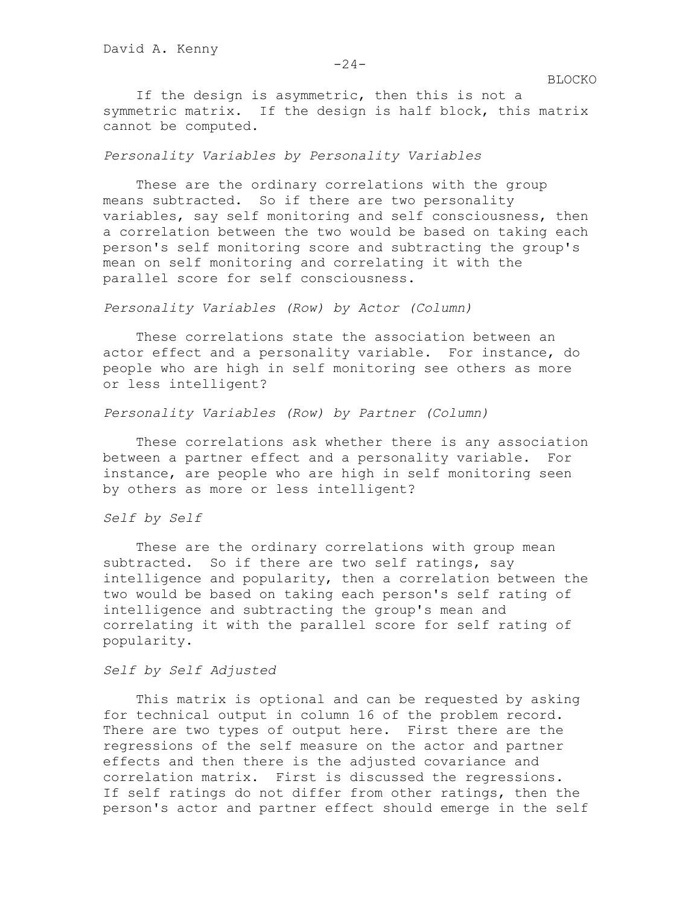If the design is asymmetric, then this is not a symmetric matrix. If the design is half block, this matrix cannot be computed.

*Personality Variables by Personality Variables*

These are the ordinary correlations with the group means subtracted. So if there are two personality variables, say self monitoring and self consciousness, then a correlation between the two would be based on taking each person's self monitoring score and subtracting the group's mean on self monitoring and correlating it with the parallel score for self consciousness.

*Personality Variables (Row) by Actor (Column)*

These correlations state the association between an actor effect and a personality variable. For instance, do people who are high in self monitoring see others as more or less intelligent?

*Personality Variables (Row) by Partner (Column)*

These correlations ask whether there is any association between a partner effect and a personality variable. For instance, are people who are high in self monitoring seen by others as more or less intelligent?

*Self by Self*

These are the ordinary correlations with group mean subtracted. So if there are two self ratings, say intelligence and popularity, then a correlation between the two would be based on taking each person's self rating of intelligence and subtracting the group's mean and correlating it with the parallel score for self rating of popularity.

*Self by Self Adjusted*

This matrix is optional and can be requested by asking for technical output in column 16 of the problem record. There are two types of output here. First there are the regressions of the self measure on the actor and partner effects and then there is the adjusted covariance and correlation matrix. First is discussed the regressions. If self ratings do not differ from other ratings, then the person's actor and partner effect should emerge in the self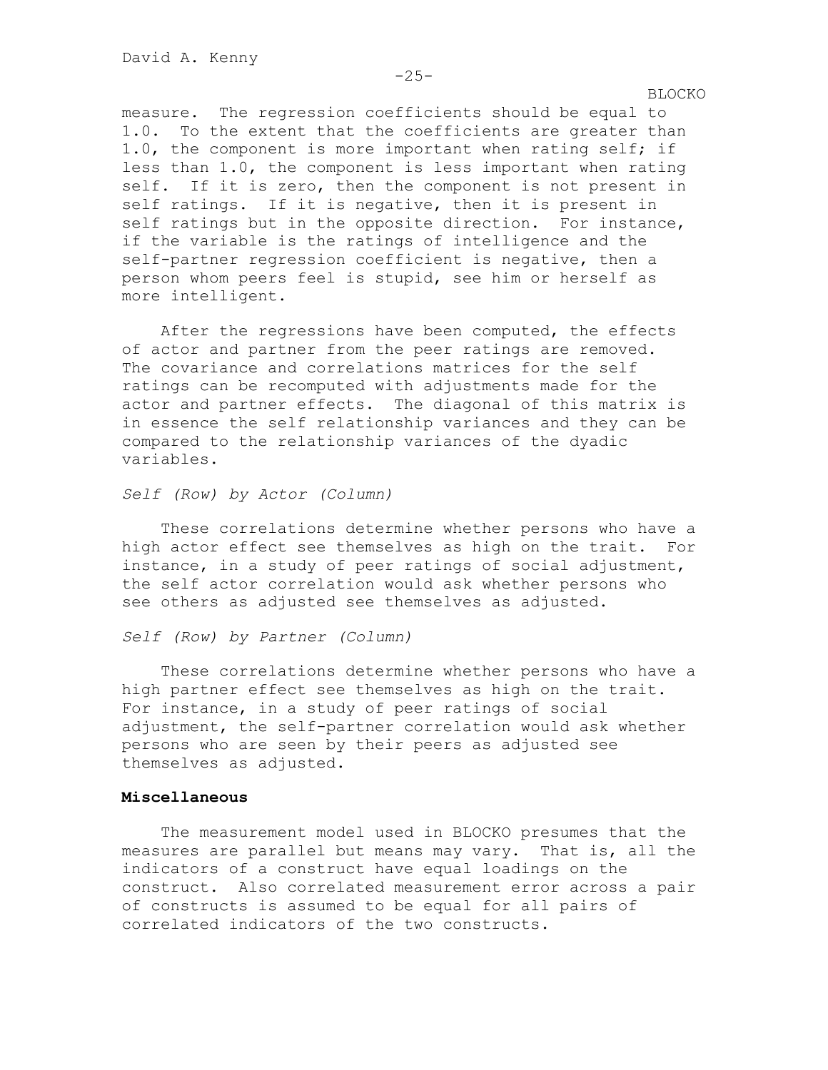measure. The regression coefficients should be equal to 1.0. To the extent that the coefficients are greater than 1.0, the component is more important when rating self; if less than 1.0, the component is less important when rating self. If it is zero, then the component is not present in self ratings. If it is negative, then it is present in self ratings but in the opposite direction. For instance, if the variable is the ratings of intelligence and the self-partner regression coefficient is negative, then a person whom peers feel is stupid, see him or herself as more intelligent.

After the regressions have been computed, the effects of actor and partner from the peer ratings are removed. The covariance and correlations matrices for the self ratings can be recomputed with adjustments made for the actor and partner effects. The diagonal of this matrix is in essence the self relationship variances and they can be compared to the relationship variances of the dyadic variables.

*Self (Row) by Actor (Column)*

These correlations determine whether persons who have a high actor effect see themselves as high on the trait. For instance, in a study of peer ratings of social adjustment, the self actor correlation would ask whether persons who see others as adjusted see themselves as adjusted.

*Self (Row) by Partner (Column)*

These correlations determine whether persons who have a high partner effect see themselves as high on the trait. For instance, in a study of peer ratings of social adjustment, the self-partner correlation would ask whether persons who are seen by their peers as adjusted see themselves as adjusted.

**Miscellaneous**

The measurement model used in BLOCKO presumes that the measures are parallel but means may vary. That is, all the indicators of a construct have equal loadings on the construct. Also correlated measurement error across a pair of constructs is assumed to be equal for all pairs of correlated indicators of the two constructs.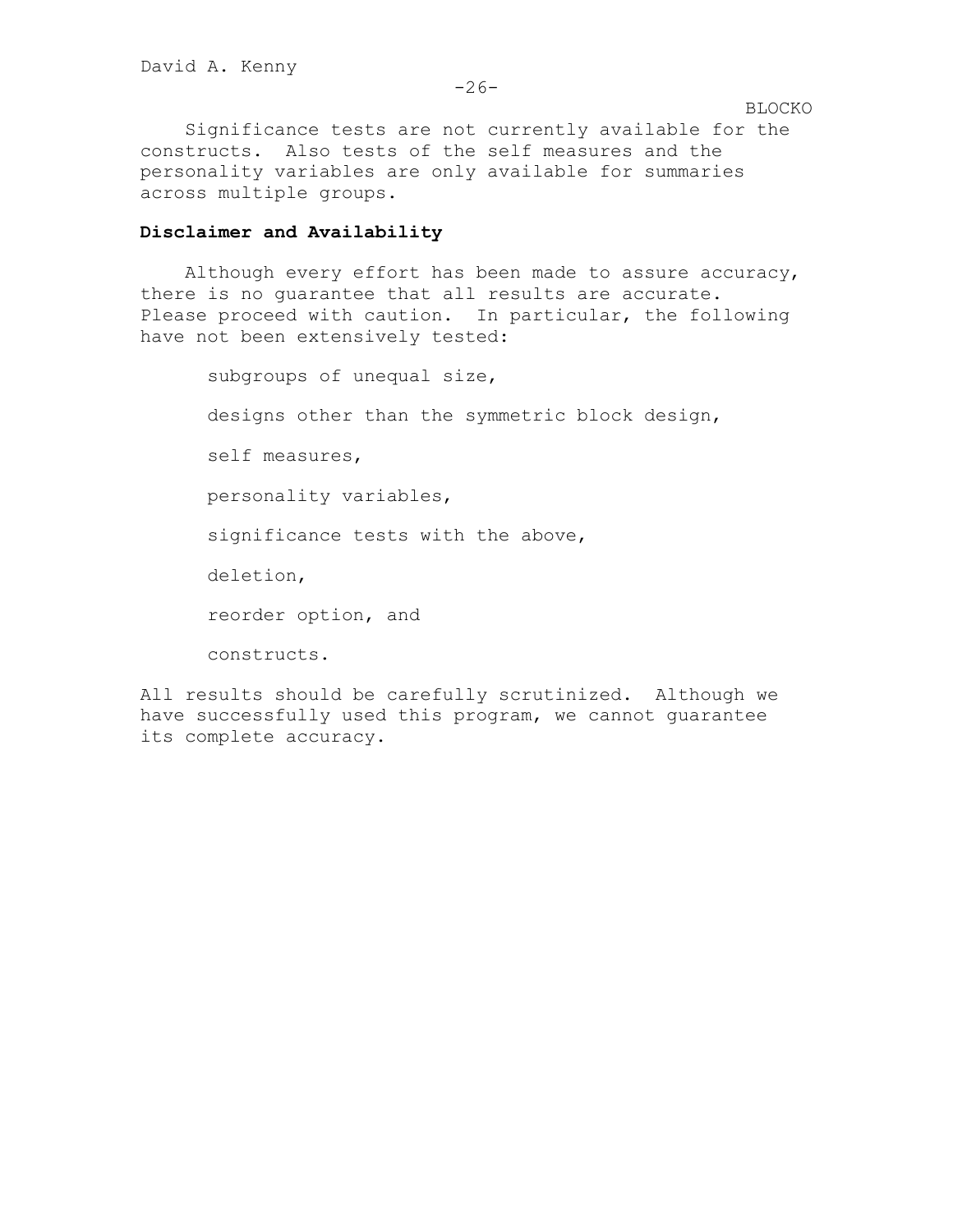Significance tests are not currently available for the constructs. Also tests of the self measures and the personality variables are only available for summaries across multiple groups.

## Disclaimer and Availability

Although every effort has been made to assure accuracy, there is no guarantee that all results are accurate. Please proceed with caution. In particular, the following have not been extensively tested:

- subgroups of unequal size,
- designs other than the symmetric block design,
- self measures,
- personality variables,
- significance tests with the above,
- deletion,
- reorder option, and
- constructs.

All results should be carefully scrutinized. Although we have successfully used this program, we cannot guarantee its complete accuracy.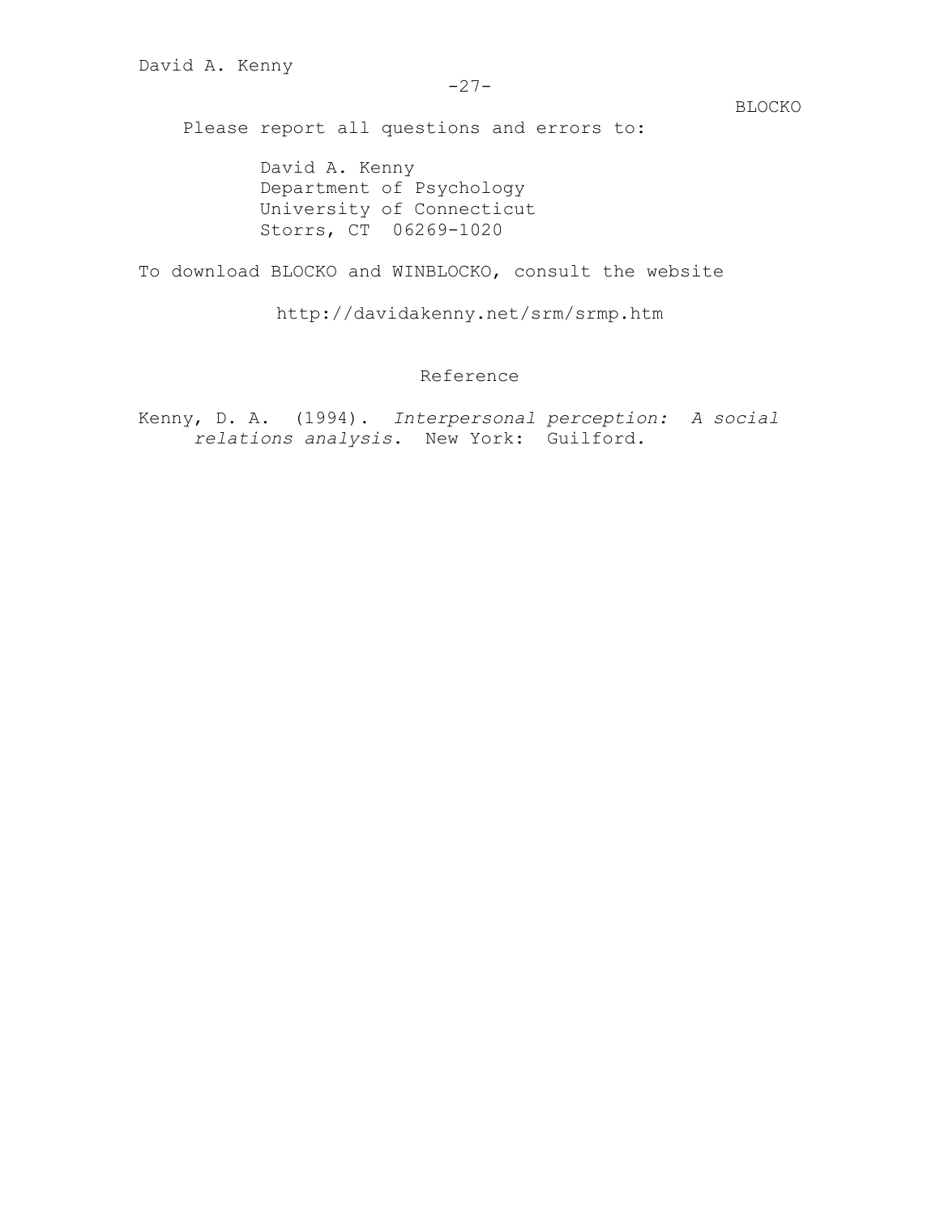Please report all questions and errors to:

David A. Kenny
Department of Psychology
University of Connecticut
Storrs, CT 06269-1020

To download BLOCKO and WINBLOCKO, consult the website

http://davidakenny.net/srm/srmp.htm

## Reference

Kenny, D. A. (1994). *Interpersonal perception: A social relations analysis*. New York: Guilford.